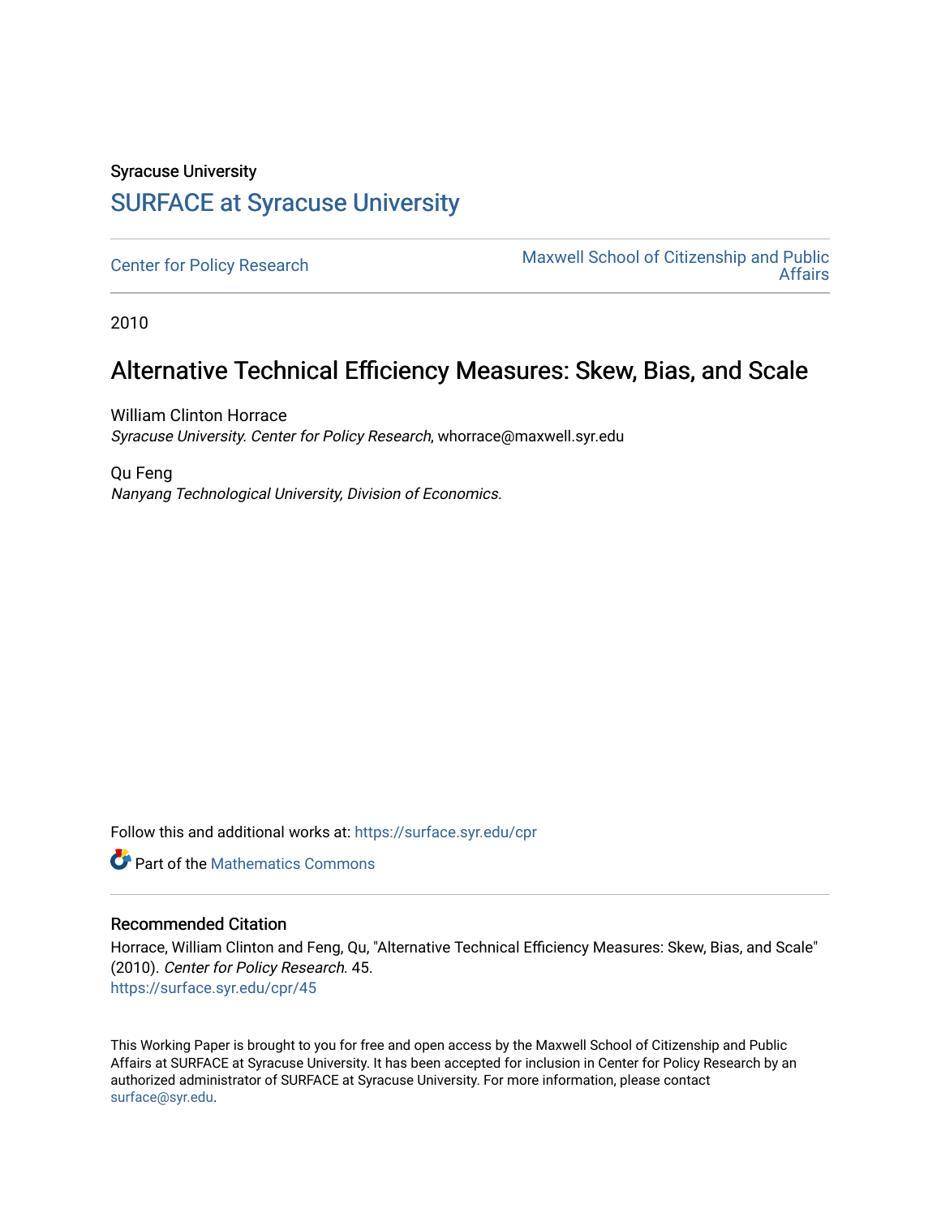Syracuse University

# SURFACE at Syracuse University

Center for Policy Research

Maxwell School of Citizenship and Public Affairs

2010

## Alternative Technical Efficiency Measures: Skew, Bias, and Scale

William Clinton Horrace
*Syracuse University. Center for Policy Research*, whorrace@maxwell.syr.edu

Qu Feng
*Nanyang Technological University, Division of Economics.*

Follow this and additional works at: https://surface.syr.edu/cpr

Part of the Mathematics Commons

### Recommended Citation

Horrace, William Clinton and Feng, Qu, "Alternative Technical Efficiency Measures: Skew, Bias, and Scale" (2010). *Center for Policy Research*. 45.
https://surface.syr.edu/cpr/45

This Working Paper is brought to you for free and open access by the Maxwell School of Citizenship and Public Affairs at SURFACE at Syracuse University. It has been accepted for inclusion in Center for Policy Research by an authorized administrator of SURFACE at Syracuse University. For more information, please contact surface@syr.edu.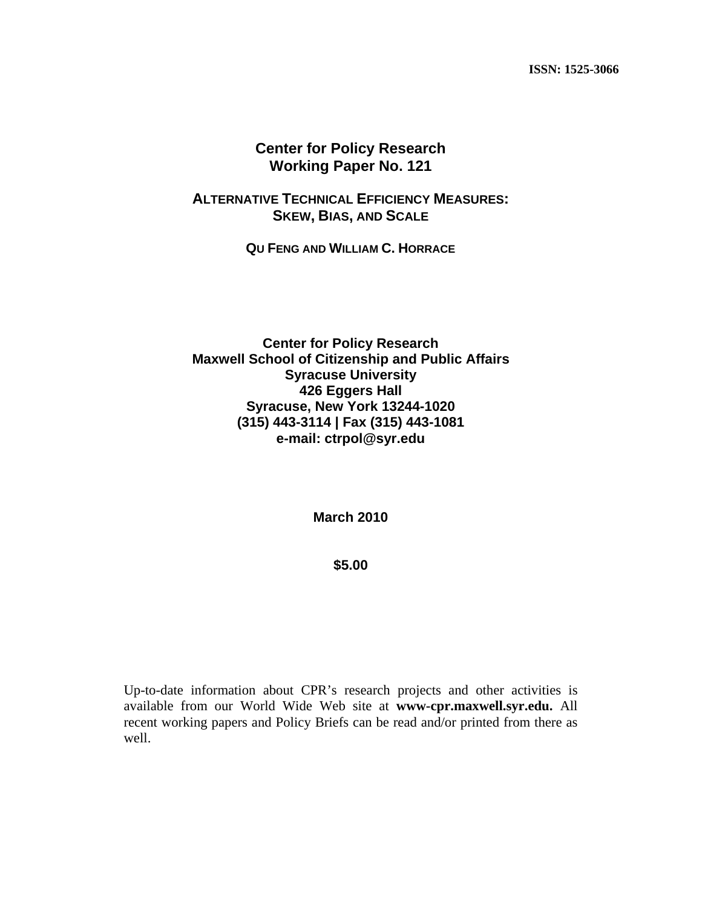**ISSN: 1525-3066**

# Center for Policy Research
# Working Paper No. 121

## ALTERNATIVE TECHNICAL EFFICIENCY MEASURES: SKEW, BIAS, AND SCALE

**QU FENG AND WILLIAM C. HORRACE**

**Center for Policy Research**
**Maxwell School of Citizenship and Public Affairs**
**Syracuse University**
**426 Eggers Hall**
**Syracuse, New York 13244-1020**
**(315) 443-3114 | Fax (315) 443-1081**
**e-mail: ctrpol@syr.edu**

**March 2010**

**$5.00**

Up-to-date information about CPR's research projects and other activities is available from our World Wide Web site at **www-cpr.maxwell.syr.edu.** All recent working papers and Policy Briefs can be read and/or printed from there as well.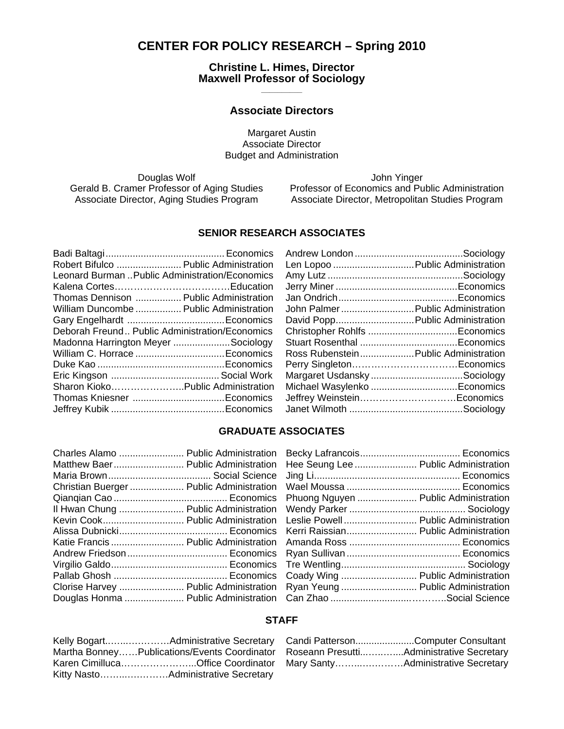# CENTER FOR POLICY RESEARCH – Spring 2010

**Christine L. Himes, Director**
**Maxwell Professor of Sociology**

## Associate Directors

Margaret Austin
Associate Director
Budget and Administration

Douglas Wolf
Gerald B. Cramer Professor of Aging Studies
Associate Director, Aging Studies Program

John Yinger
Professor of Economics and Public Administration
Associate Director, Metropolitan Studies Program

### SENIOR RESEARCH ASSOCIATES

| Name | Field |
|---|---|
| Badi Baltagi | Economics |
| Robert Bifulco | Public Administration |
| Leonard Burman | Public Administration/Economics |
| Kalena Cortes | Education |
| Thomas Dennison | Public Administration |
| William Duncombe | Public Administration |
| Gary Engelhardt | Economics |
| Deborah Freund | Public Administration/Economics |
| Madonna Harrington Meyer | Sociology |
| William C. Horrace | Economics |
| Duke Kao | Economics |
| Eric Kingson | Social Work |
| Sharon Kioko | Public Administration |
| Thomas Kniesner | Economics |
| Jeffrey Kubik | Economics |
| Andrew London | Sociology |
| Len Lopoo | Public Administration |
| Amy Lutz | Sociology |
| Jerry Miner | Economics |
| Jan Ondrich | Economics |
| John Palmer | Public Administration |
| David Popp | Public Administration |
| Christopher Rohlfs | Economics |
| Stuart Rosenthal | Economics |
| Ross Rubenstein | Public Administration |
| Perry Singleton | Economics |
| Margaret Usdansky | Sociology |
| Michael Wasylenko | Economics |
| Jeffrey Weinstein | Economics |
| Janet Wilmoth | Sociology |

### GRADUATE ASSOCIATES

| Name | Field |
|---|---|
| Charles Alamo | Public Administration |
| Matthew Baer | Public Administration |
| Maria Brown | Social Science |
| Christian Buerger | Public Administration |
| Qianqian Cao | Economics |
| Il Hwan Chung | Public Administration |
| Kevin Cook | Public Administration |
| Alissa Dubnicki | Economics |
| Katie Francis | Public Administration |
| Andrew Friedson | Economics |
| Virgilio Galdo | Economics |
| Pallab Ghosh | Economics |
| Clorise Harvey | Public Administration |
| Douglas Honma | Public Administration |
| Becky Lafrancois | Economics |
| Hee Seung Lee | Public Administration |
| Jing Li | Economics |
| Wael Moussa | Economics |
| Phuong Nguyen | Public Administration |
| Wendy Parker | Sociology |
| Leslie Powell | Public Administration |
| Kerri Raissian | Public Administration |
| Amanda Ross | Economics |
| Ryan Sullivan | Economics |
| Tre Wentling | Sociology |
| Coady Wing | Public Administration |
| Ryan Yeung | Public Administration |
| Can Zhao | Social Science |

### STAFF

| Name | Position |
|---|---|
| Kelly Bogart | Administrative Secretary |
| Martha Bonney | Publications/Events Coordinator |
| Karen Cimilluca | Office Coordinator |
| Kitty Nasto | Administrative Secretary |
| Candi Patterson | Computer Consultant |
| Roseann Presutti | Administrative Secretary |
| Mary Santy | Administrative Secretary |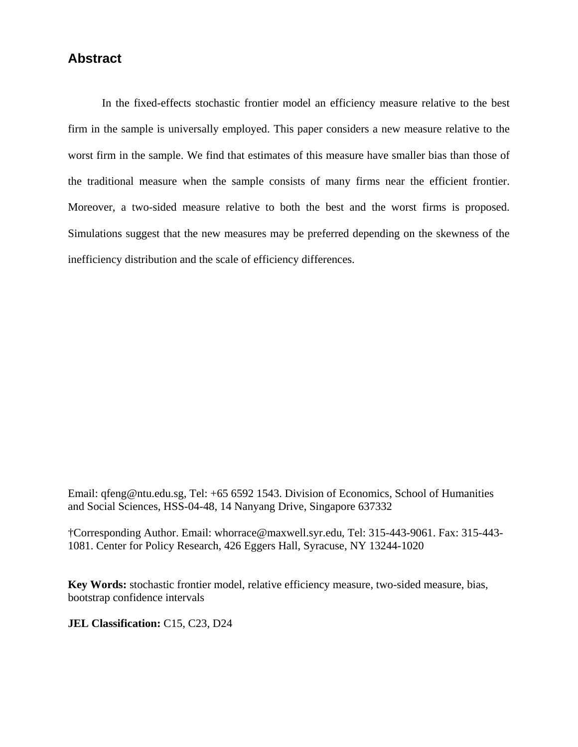## Abstract

In the fixed-effects stochastic frontier model an efficiency measure relative to the best firm in the sample is universally employed. This paper considers a new measure relative to the worst firm in the sample. We find that estimates of this measure have smaller bias than those of the traditional measure when the sample consists of many firms near the efficient frontier. Moreover, a two-sided measure relative to both the best and the worst firms is proposed. Simulations suggest that the new measures may be preferred depending on the skewness of the inefficiency distribution and the scale of efficiency differences.

Email: qfeng@ntu.edu.sg, Tel: +65 6592 1543. Division of Economics, School of Humanities and Social Sciences, HSS-04-48, 14 Nanyang Drive, Singapore 637332

†Corresponding Author. Email: whorrace@maxwell.syr.edu, Tel: 315-443-9061. Fax: 315-443-1081. Center for Policy Research, 426 Eggers Hall, Syracuse, NY 13244-1020

**Key Words:** stochastic frontier model, relative efficiency measure, two-sided measure, bias, bootstrap confidence intervals

**JEL Classification:** C15, C23, D24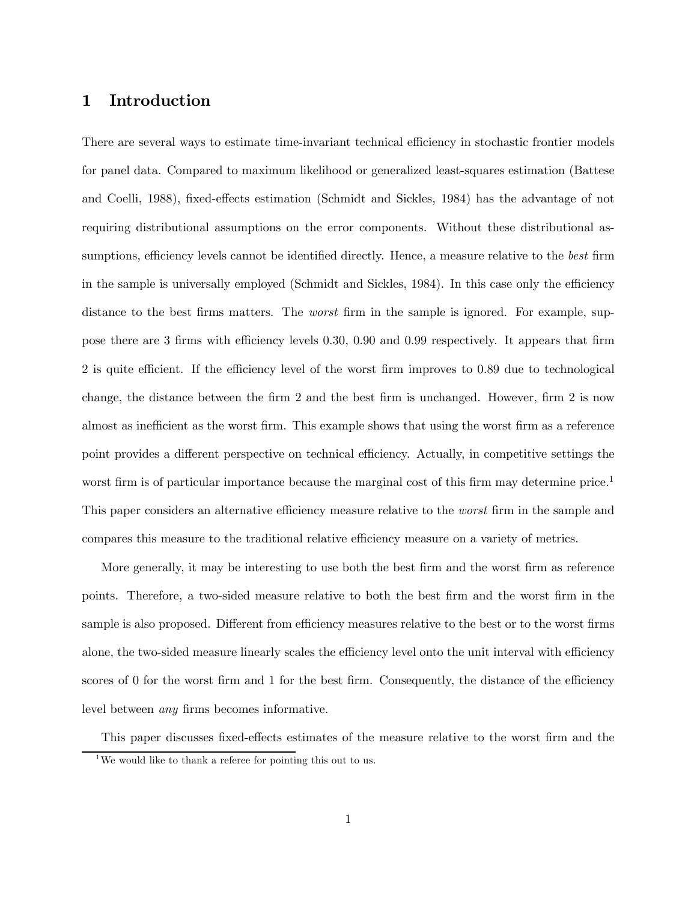# 1 Introduction

There are several ways to estimate time-invariant technical efficiency in stochastic frontier models for panel data. Compared to maximum likelihood or generalized least-squares estimation (Battese and Coelli, 1988), fixed-effects estimation (Schmidt and Sickles, 1984) has the advantage of not requiring distributional assumptions on the error components. Without these distributional assumptions, efficiency levels cannot be identified directly. Hence, a measure relative to the *best* firm in the sample is universally employed (Schmidt and Sickles, 1984). In this case only the efficiency distance to the best firms matters. The *worst* firm in the sample is ignored. For example, suppose there are 3 firms with efficiency levels 0.30, 0.90 and 0.99 respectively. It appears that firm 2 is quite efficient. If the efficiency level of the worst firm improves to 0.89 due to technological change, the distance between the firm 2 and the best firm is unchanged. However, firm 2 is now almost as inefficient as the worst firm. This example shows that using the worst firm as a reference point provides a different perspective on technical efficiency. Actually, in competitive settings the worst firm is of particular importance because the marginal cost of this firm may determine price.[1] This paper considers an alternative efficiency measure relative to the *worst* firm in the sample and compares this measure to the traditional relative efficiency measure on a variety of metrics.

More generally, it may be interesting to use both the best firm and the worst firm as reference points. Therefore, a two-sided measure relative to both the best firm and the worst firm in the sample is also proposed. Different from efficiency measures relative to the best or to the worst firms alone, the two-sided measure linearly scales the efficiency level onto the unit interval with efficiency scores of 0 for the worst firm and 1 for the best firm. Consequently, the distance of the efficiency level between *any* firms becomes informative.

This paper discusses fixed-effects estimates of the measure relative to the worst firm and the

[1] We would like to thank a referee for pointing this out to us.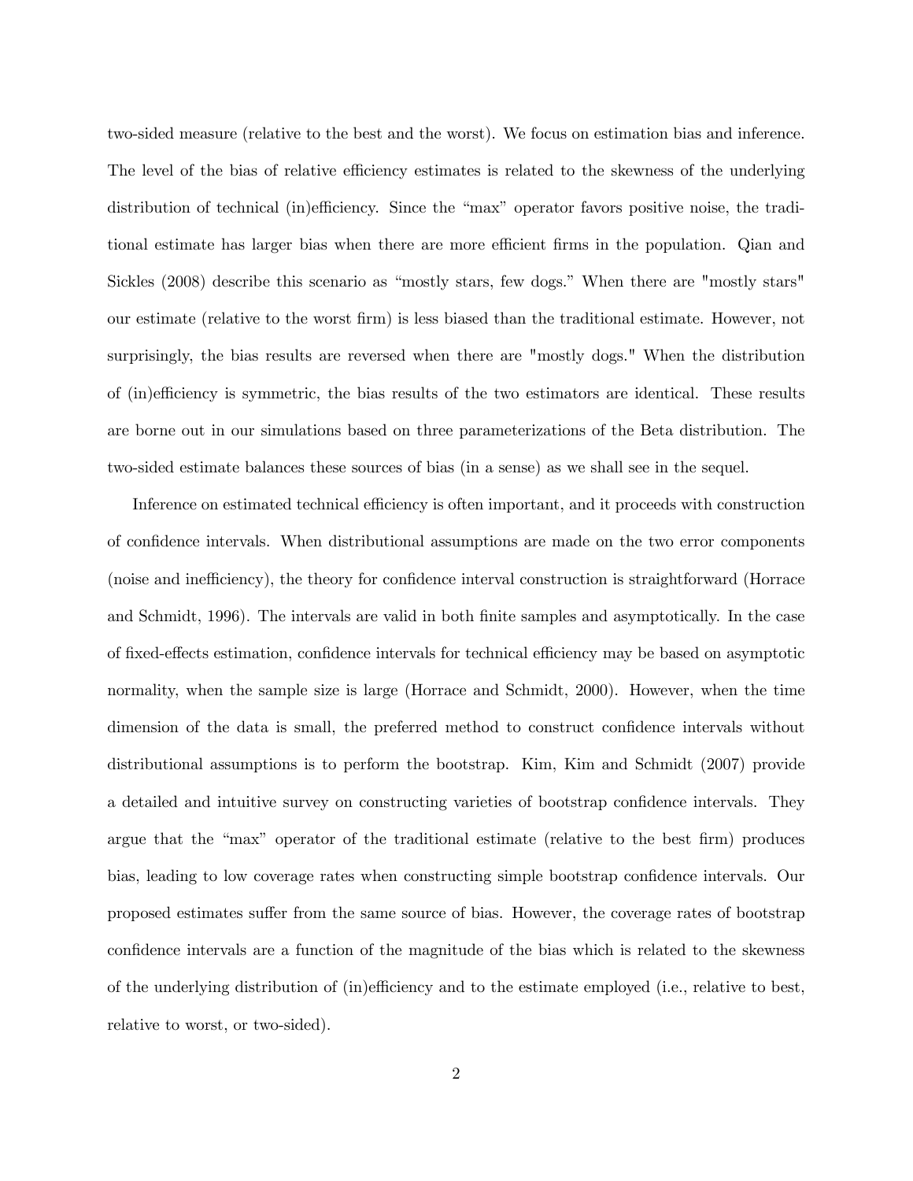two-sided measure (relative to the best and the worst). We focus on estimation bias and inference. The level of the bias of relative efficiency estimates is related to the skewness of the underlying distribution of technical (in)efficiency. Since the "max" operator favors positive noise, the traditional estimate has larger bias when there are more efficient firms in the population. Qian and Sickles (2008) describe this scenario as "mostly stars, few dogs." When there are "mostly stars" our estimate (relative to the worst firm) is less biased than the traditional estimate. However, not surprisingly, the bias results are reversed when there are "mostly dogs." When the distribution of (in)efficiency is symmetric, the bias results of the two estimators are identical. These results are borne out in our simulations based on three parameterizations of the Beta distribution. The two-sided estimate balances these sources of bias (in a sense) as we shall see in the sequel.

Inference on estimated technical efficiency is often important, and it proceeds with construction of confidence intervals. When distributional assumptions are made on the two error components (noise and inefficiency), the theory for confidence interval construction is straightforward (Horrace and Schmidt, 1996). The intervals are valid in both finite samples and asymptotically. In the case of fixed-effects estimation, confidence intervals for technical efficiency may be based on asymptotic normality, when the sample size is large (Horrace and Schmidt, 2000). However, when the time dimension of the data is small, the preferred method to construct confidence intervals without distributional assumptions is to perform the bootstrap. Kim, Kim and Schmidt (2007) provide a detailed and intuitive survey on constructing varieties of bootstrap confidence intervals. They argue that the "max" operator of the traditional estimate (relative to the best firm) produces bias, leading to low coverage rates when constructing simple bootstrap confidence intervals. Our proposed estimates suffer from the same source of bias. However, the coverage rates of bootstrap confidence intervals are a function of the magnitude of the bias which is related to the skewness of the underlying distribution of (in)efficiency and to the estimate employed (i.e., relative to best, relative to worst, or two-sided).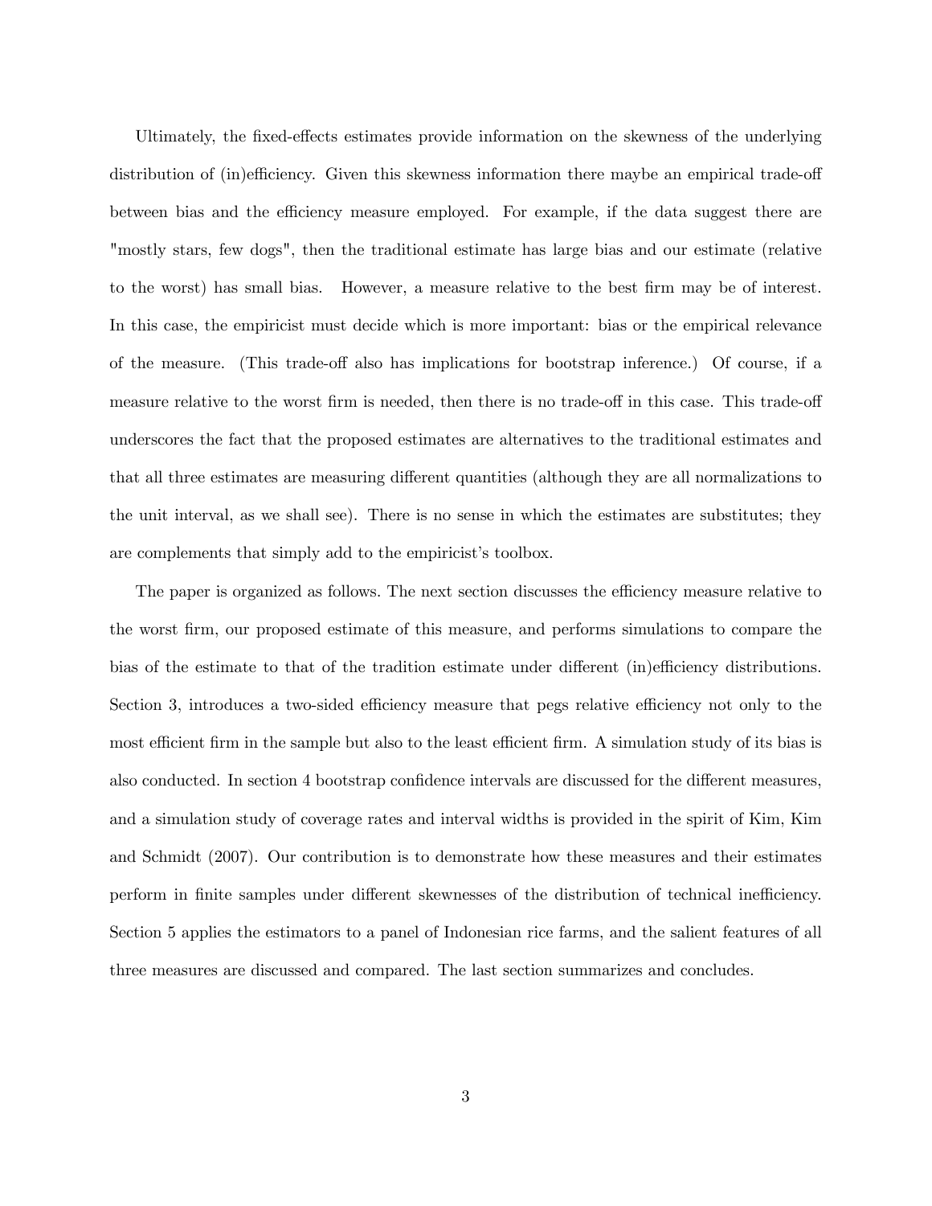Ultimately, the fixed-effects estimates provide information on the skewness of the underlying distribution of (in)efficiency. Given this skewness information there maybe an empirical trade-off between bias and the efficiency measure employed. For example, if the data suggest there are "mostly stars, few dogs", then the traditional estimate has large bias and our estimate (relative to the worst) has small bias. However, a measure relative to the best firm may be of interest. In this case, the empiricist must decide which is more important: bias or the empirical relevance of the measure. (This trade-off also has implications for bootstrap inference.) Of course, if a measure relative to the worst firm is needed, then there is no trade-off in this case. This trade-off underscores the fact that the proposed estimates are alternatives to the traditional estimates and that all three estimates are measuring different quantities (although they are all normalizations to the unit interval, as we shall see). There is no sense in which the estimates are substitutes; they are complements that simply add to the empiricist's toolbox.

The paper is organized as follows. The next section discusses the efficiency measure relative to the worst firm, our proposed estimate of this measure, and performs simulations to compare the bias of the estimate to that of the tradition estimate under different (in)efficiency distributions. Section 3, introduces a two-sided efficiency measure that pegs relative efficiency not only to the most efficient firm in the sample but also to the least efficient firm. A simulation study of its bias is also conducted. In section 4 bootstrap confidence intervals are discussed for the different measures, and a simulation study of coverage rates and interval widths is provided in the spirit of Kim, Kim and Schmidt (2007). Our contribution is to demonstrate how these measures and their estimates perform in finite samples under different skewnesses of the distribution of technical inefficiency. Section 5 applies the estimators to a panel of Indonesian rice farms, and the salient features of all three measures are discussed and compared. The last section summarizes and concludes.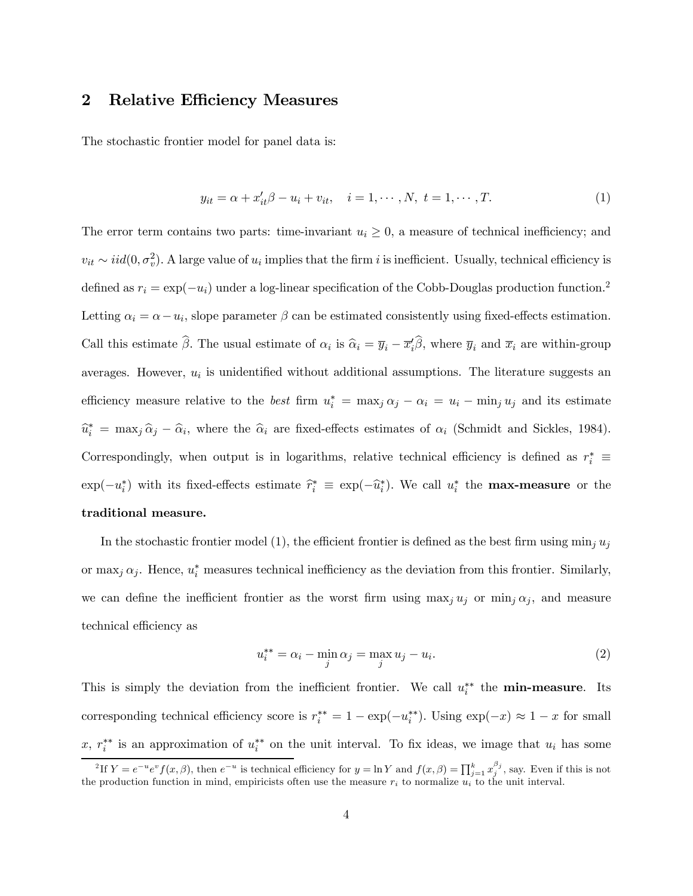## 2 Relative Efficiency Measures

The stochastic frontier model for panel data is:

$$y_{it} = \alpha + x_{it}'\beta - u_i + v_{it}, \quad i = 1, \cdots, N, \ t = 1, \cdots, T. \tag{1}$$

The error term contains two parts: time-invariant $u_i \geq 0$, a measure of technical inefficiency; and $v_{it} \sim iid(0, \sigma_v^2)$. A large value of $u_i$ implies that the firm $i$ is inefficient. Usually, technical efficiency is defined as $r_i = \exp(-u_i)$ under a log-linear specification of the Cobb-Douglas production function.[2] Letting $\alpha_i = \alpha - u_i$, slope parameter $\beta$ can be estimated consistently using fixed-effects estimation. Call this estimate $\widehat{\beta}$. The usual estimate of $\alpha_i$ is $\widehat{\alpha}_i = \overline{y}_i - \overline{x}_i'\widehat{\beta}$, where $\overline{y}_i$ and $\overline{x}_i$ are within-group averages. However, $u_i$ is unidentified without additional assumptions. The literature suggests an efficiency measure relative to the *best* firm $u_i^* = \max_j \alpha_j - \alpha_i = u_i - \min_j u_j$ and its estimate $\widehat{u}_i^* = \max_j \widehat{\alpha}_j - \widehat{\alpha}_i$, where the $\widehat{\alpha}_i$ are fixed-effects estimates of $\alpha_i$ (Schmidt and Sickles, 1984). Correspondingly, when output is in logarithms, relative technical efficiency is defined as $r_i^* \equiv \exp(-u_i^*)$ with its fixed-effects estimate $\widehat{r}_i^* \equiv \exp(-\widehat{u}_i^*)$. We call $u_i^*$ the **max-measure** or the **traditional measure.**

In the stochastic frontier model (1), the efficient frontier is defined as the best firm using $\min_j u_j$ or $\max_j \alpha_j$. Hence, $u_i^*$ measures technical inefficiency as the deviation from this frontier. Similarly, we can define the inefficient frontier as the worst firm using $\max_j u_j$ or $\min_j \alpha_j$, and measure technical efficiency as

$$u_i^{**} = \alpha_i - \min_j \alpha_j = \max_j u_j - u_i. \tag{2}$$

This is simply the deviation from the inefficient frontier. We call $u_i^{**}$ the **min-measure**. Its corresponding technical efficiency score is $r_i^{**} = 1 - \exp(-u_i^{**})$. Using $\exp(-x) \approx 1 - x$ for small $x$, $r_i^{**}$ is an approximation of $u_i^{**}$ on the unit interval. To fix ideas, we image that $u_i$ has some

[2] If $Y = e^{-u}e^{v}f(x, \beta)$, then $e^{-u}$ is technical efficiency for $y = \ln Y$ and $f(x, \beta) = \prod_{j=1}^{k} x_j^{\beta_j}$, say. Even if this is not the production function in mind, empiricists often use the measure $r_i$ to normalize $u_i$ to the unit interval.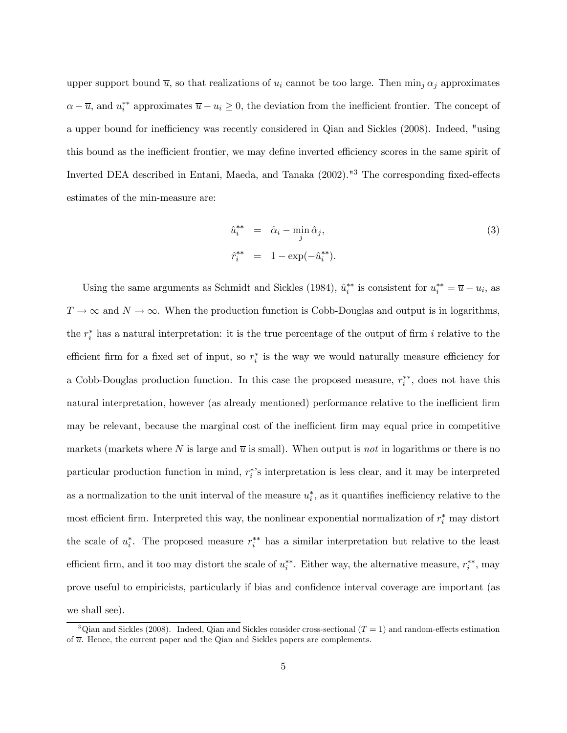upper support bound $\overline{u}$, so that realizations of $u_i$ cannot be too large. Then $\min_j \alpha_j$ approximates $\alpha - \overline{u}$, and $u_i^{**}$ approximates $\overline{u} - u_i \geq 0$, the deviation from the inefficient frontier. The concept of a upper bound for inefficiency was recently considered in Qian and Sickles (2008). Indeed, "using this bound as the inefficient frontier, we may define inverted efficiency scores in the same spirit of Inverted DEA described in Entani, Maeda, and Tanaka (2002)."[3] The corresponding fixed-effects estimates of the min-measure are:

$$
\begin{aligned}
\hat{u}_i^{**} &= \hat{\alpha}_i - \min_j \hat{\alpha}_j, \\
\hat{r}_i^{**} &= 1 - \exp(-\hat{u}_i^{**}).
\end{aligned}
\tag{3}
$$

Using the same arguments as Schmidt and Sickles (1984), $\hat{u}_i^{**}$ is consistent for $u_i^{**} = \overline{u} - u_i$, as $T \to \infty$ and $N \to \infty$. When the production function is Cobb-Douglas and output is in logarithms, the $r_i^*$ has a natural interpretation: it is the true percentage of the output of firm $i$ relative to the efficient firm for a fixed set of input, so $r_i^*$ is the way we would naturally measure efficiency for a Cobb-Douglas production function. In this case the proposed measure, $r_i^{**}$, does not have this natural interpretation, however (as already mentioned) performance relative to the inefficient firm may be relevant, because the marginal cost of the inefficient firm may equal price in competitive markets (markets where $N$ is large and $\overline{u}$ is small). When output is *not* in logarithms or there is no particular production function in mind, $r_i^*$'s interpretation is less clear, and it may be interpreted as a normalization to the unit interval of the measure $u_i^*$, as it quantifies inefficiency relative to the most efficient firm. Interpreted this way, the nonlinear exponential normalization of $r_i^*$ may distort the scale of $u_i^*$. The proposed measure $r_i^{**}$ has a similar interpretation but relative to the least efficient firm, and it too may distort the scale of $u_i^{**}$. Either way, the alternative measure, $r_i^{**}$, may prove useful to empiricists, particularly if bias and confidence interval coverage are important (as we shall see).

[3] Qian and Sickles (2008). Indeed, Qian and Sickles consider cross-sectional ($T = 1$) and random-effects estimation of $\overline{u}$. Hence, the current paper and the Qian and Sickles papers are complements.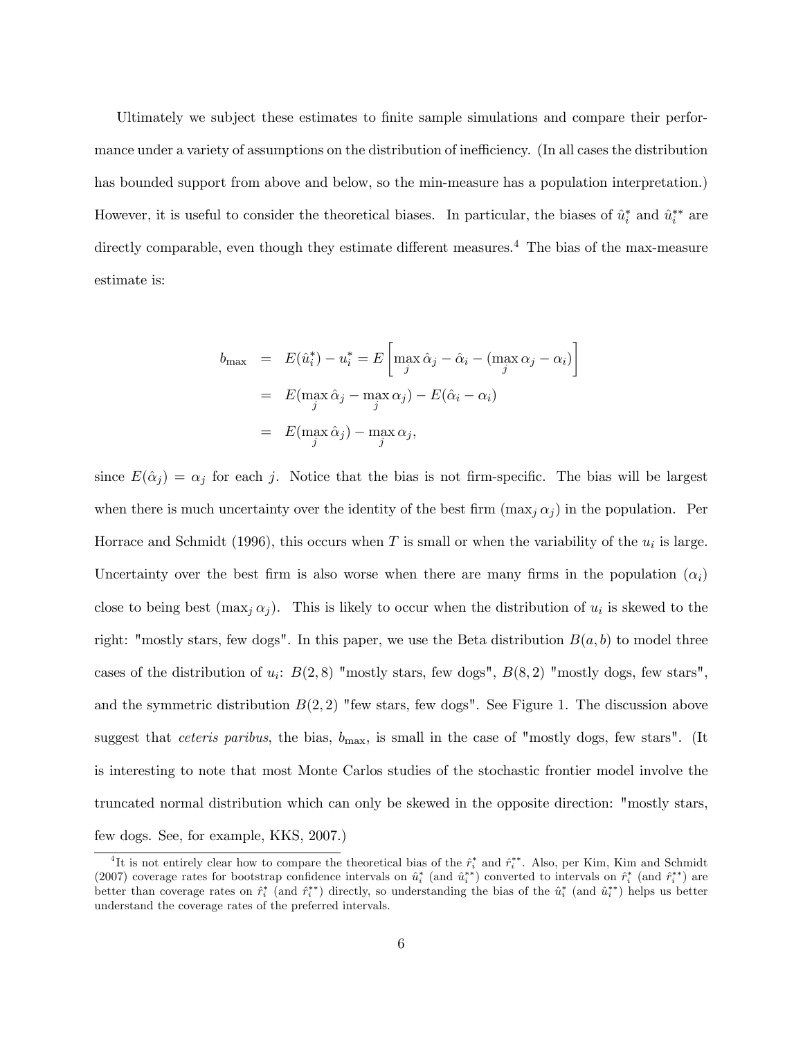Ultimately we subject these estimates to finite sample simulations and compare their performance under a variety of assumptions on the distribution of inefficiency. (In all cases the distribution has bounded support from above and below, so the min-measure has a population interpretation.) However, it is useful to consider the theoretical biases. In particular, the biases of $\hat{u}_i^*$ and $\hat{u}_i^{**}$ are directly comparable, even though they estimate different measures.[4] The bias of the max-measure estimate is:

$$
\begin{aligned}
b_{\max} &= E(\hat{u}_i^*) - u_i^* = E\left[\max_j \hat{\alpha}_j - \hat{\alpha}_i - (\max_j \alpha_j - \alpha_i)\right] \\
&= E(\max_j \hat{\alpha}_j - \max_j \alpha_j) - E(\hat{\alpha}_i - \alpha_i) \\
&= E(\max_j \hat{\alpha}_j) - \max_j \alpha_j,
\end{aligned}
$$

since $E(\hat{\alpha}_j) = \alpha_j$ for each $j$. Notice that the bias is not firm-specific. The bias will be largest when there is much uncertainty over the identity of the best firm ($\max_j \alpha_j$) in the population. Per Horrace and Schmidt (1996), this occurs when $T$ is small or when the variability of the $u_i$ is large. Uncertainty over the best firm is also worse when there are many firms in the population ($\alpha_i$) close to being best ($\max_j \alpha_j$). This is likely to occur when the distribution of $u_i$ is skewed to the right: "mostly stars, few dogs". In this paper, we use the Beta distribution $B(a, b)$ to model three cases of the distribution of $u_i$: $B(2, 8)$ "mostly stars, few dogs", $B(8, 2)$ "mostly dogs, few stars", and the symmetric distribution $B(2, 2)$ "few stars, few dogs". See Figure 1. The discussion above suggest that *ceteris paribus*, the bias, $b_{\max}$, is small in the case of "mostly dogs, few stars". (It is interesting to note that most Monte Carlos studies of the stochastic frontier model involve the truncated normal distribution which can only be skewed in the opposite direction: "mostly stars, few dogs. See, for example, KKS, 2007.)

[4] It is not entirely clear how to compare the theoretical bias of the $\hat{r}_i^*$ and $\hat{r}_i^{**}$. Also, per Kim, Kim and Schmidt (2007) coverage rates for bootstrap confidence intervals on $\hat{u}_i^*$ (and $\hat{u}_i^{**}$) converted to intervals on $\hat{r}_i^*$ (and $\hat{r}_i^{**}$) are better than coverage rates on $\hat{r}_i^*$ (and $\hat{r}_i^{**}$) directly, so understanding the bias of the $\hat{u}_i^*$ (and $\hat{u}_i^{**}$) helps us better understand the coverage rates of the preferred intervals.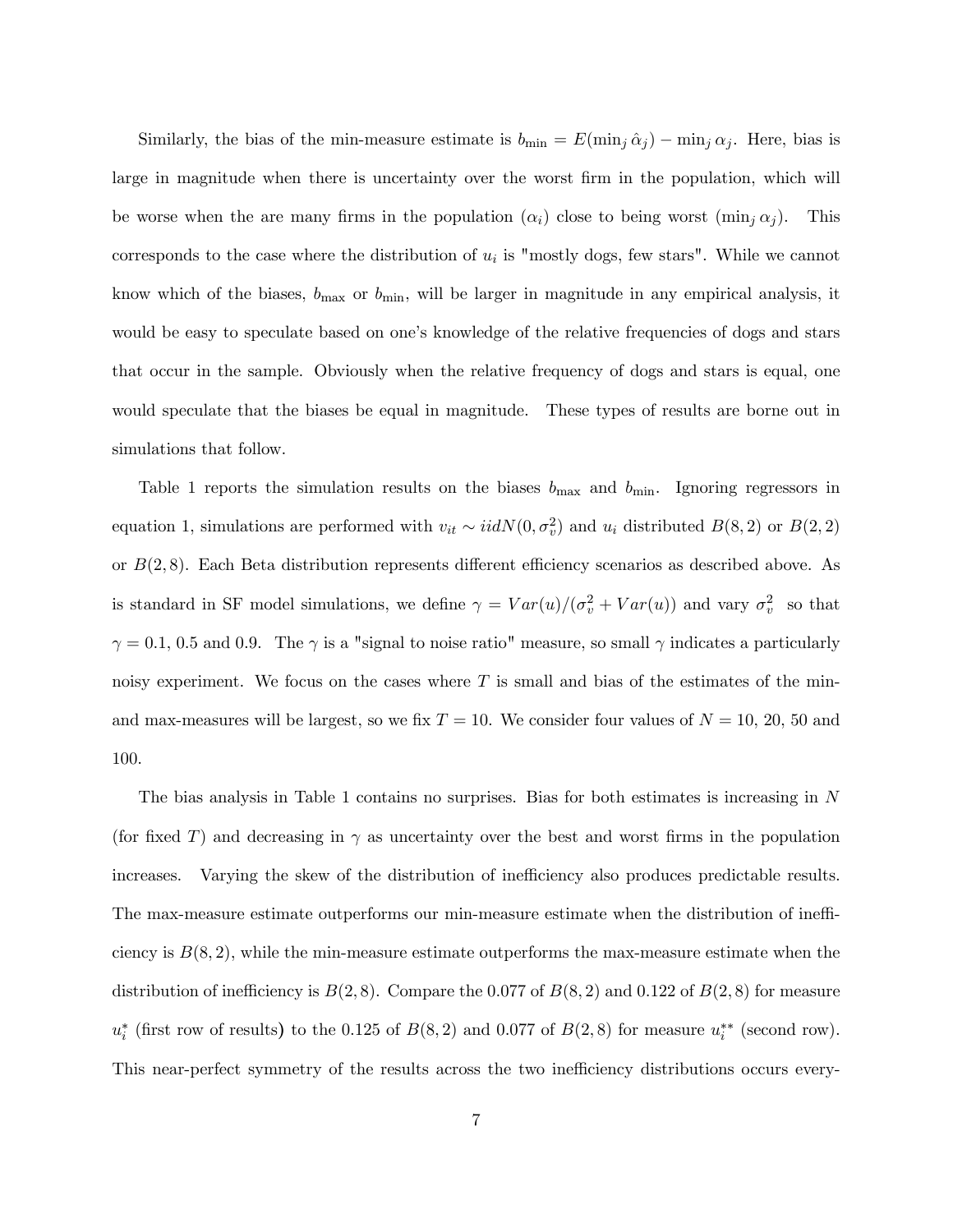Similarly, the bias of the min-measure estimate is $b_{\min} = E(\min_j \hat{\alpha}_j) - \min_j \alpha_j$. Here, bias is large in magnitude when there is uncertainty over the worst firm in the population, which will be worse when the are many firms in the population ($\alpha_i$) close to being worst ($\min_j \alpha_j$). This corresponds to the case where the distribution of $u_i$ is "mostly dogs, few stars". While we cannot know which of the biases, $b_{\max}$ or $b_{\min}$, will be larger in magnitude in any empirical analysis, it would be easy to speculate based on one's knowledge of the relative frequencies of dogs and stars that occur in the sample. Obviously when the relative frequency of dogs and stars is equal, one would speculate that the biases be equal in magnitude. These types of results are borne out in simulations that follow.

Table 1 reports the simulation results on the biases $b_{\max}$ and $b_{\min}$. Ignoring regressors in equation 1, simulations are performed with $v_{it} \sim iidN(0, \sigma_v^2)$ and $u_i$ distributed $B(8, 2)$ or $B(2, 2)$ or $B(2, 8)$. Each Beta distribution represents different efficiency scenarios as described above. As is standard in SF model simulations, we define $\gamma = Var(u)/(\sigma_v^2 + Var(u))$ and vary $\sigma_v^2$ so that $\gamma = 0.1$, 0.5 and 0.9. The $\gamma$ is a "signal to noise ratio" measure, so small $\gamma$ indicates a particularly noisy experiment. We focus on the cases where $T$ is small and bias of the estimates of the min- and max-measures will be largest, so we fix $T = 10$. We consider four values of $N = 10$, 20, 50 and 100.

The bias analysis in Table 1 contains no surprises. Bias for both estimates is increasing in $N$ (for fixed $T$) and decreasing in $\gamma$ as uncertainty over the best and worst firms in the population increases. Varying the skew of the distribution of inefficiency also produces predictable results. The max-measure estimate outperforms our min-measure estimate when the distribution of inefficiency is $B(8, 2)$, while the min-measure estimate outperforms the max-measure estimate when the distribution of inefficiency is $B(2, 8)$. Compare the 0.077 of $B(8, 2)$ and 0.122 of $B(2, 8)$ for measure $u_i^*$ (first row of results) to the 0.125 of $B(8, 2)$ and 0.077 of $B(2, 8)$ for measure $u_i^{**}$ (second row). This near-perfect symmetry of the results across the two inefficiency distributions occurs every-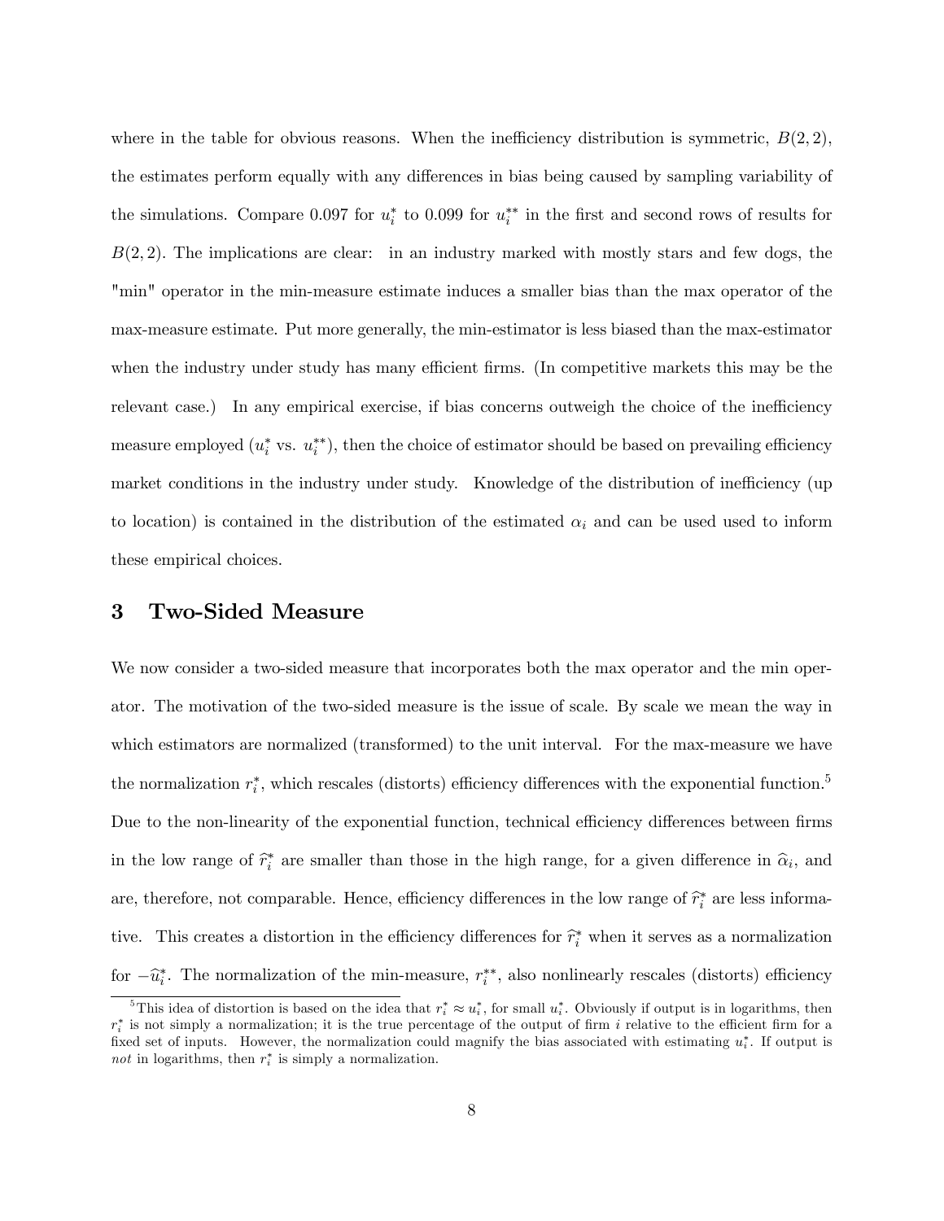where in the table for obvious reasons. When the inefficiency distribution is symmetric, $B(2,2)$, the estimates perform equally with any differences in bias being caused by sampling variability of the simulations. Compare 0.097 for $u_i^*$ to 0.099 for $u_i^{**}$ in the first and second rows of results for $B(2,2)$. The implications are clear: in an industry marked with mostly stars and few dogs, the "min" operator in the min-measure estimate induces a smaller bias than the max operator of the max-measure estimate. Put more generally, the min-estimator is less biased than the max-estimator when the industry under study has many efficient firms. (In competitive markets this may be the relevant case.) In any empirical exercise, if bias concerns outweigh the choice of the inefficiency measure employed ($u_i^*$ vs. $u_i^{**}$), then the choice of estimator should be based on prevailing efficiency market conditions in the industry under study. Knowledge of the distribution of inefficiency (up to location) is contained in the distribution of the estimated $\alpha_i$ and can be used used to inform these empirical choices.

## 3 Two-Sided Measure

We now consider a two-sided measure that incorporates both the max operator and the min operator. The motivation of the two-sided measure is the issue of scale. By scale we mean the way in which estimators are normalized (transformed) to the unit interval. For the max-measure we have the normalization $r_i^*$, which rescales (distorts) efficiency differences with the exponential function.[5] Due to the non-linearity of the exponential function, technical efficiency differences between firms in the low range of $\widehat{r}_i^*$ are smaller than those in the high range, for a given difference in $\widehat{\alpha}_i$, and are, therefore, not comparable. Hence, efficiency differences in the low range of $\widehat{r}_i^*$ are less informative. This creates a distortion in the efficiency differences for $\widehat{r}_i^*$ when it serves as a normalization for $-\widehat{u}_i^*$. The normalization of the min-measure, $r_i^{**}$, also nonlinearly rescales (distorts) efficiency

[5] This idea of distortion is based on the idea that $r_i^* \approx u_i^*$, for small $u_i^*$. Obviously if output is in logarithms, then $r_i^*$ is not simply a normalization; it is the true percentage of the output of firm $i$ relative to the efficient firm for a fixed set of inputs. However, the normalization could magnify the bias associated with estimating $u_i^*$. If output is *not* in logarithms, then $r_i^*$ is simply a normalization.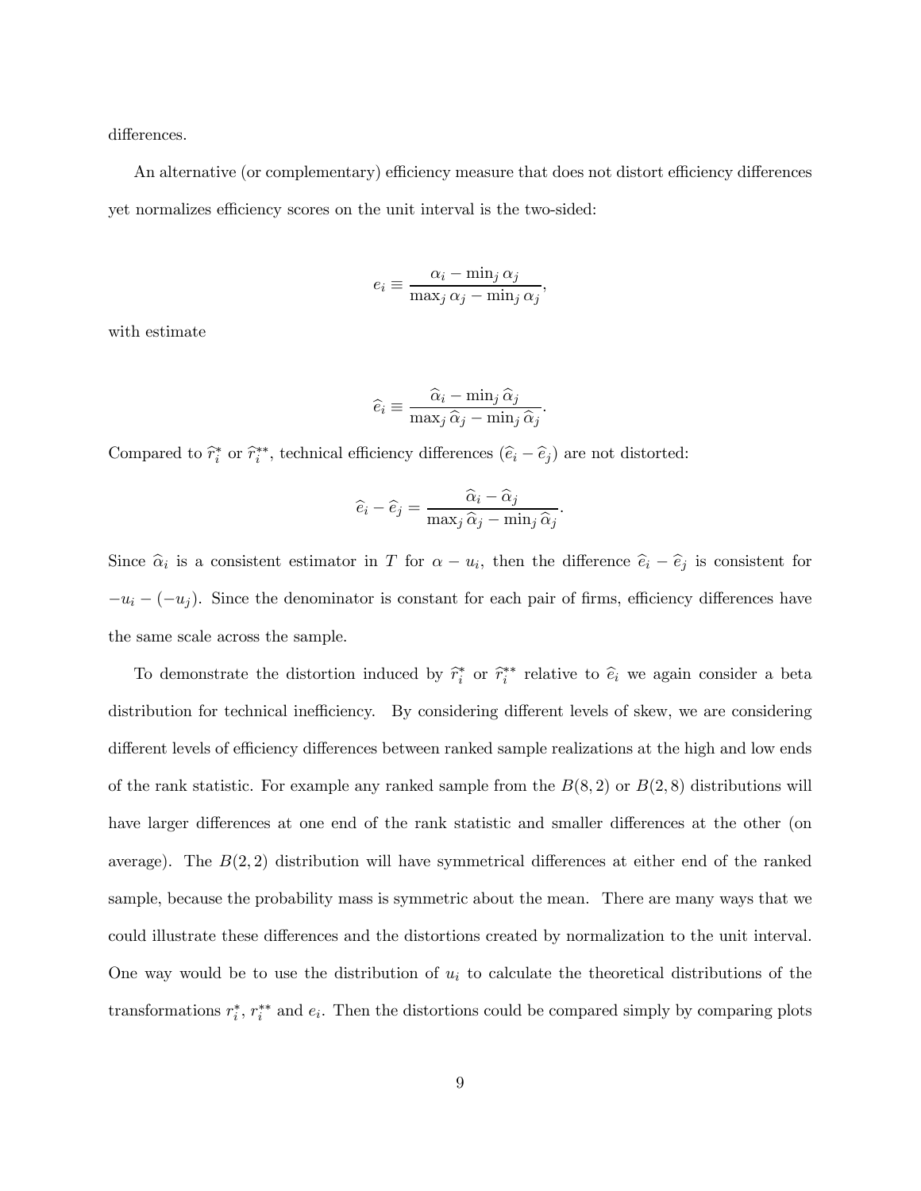differences.

An alternative (or complementary) efficiency measure that does not distort efficiency differences yet normalizes efficiency scores on the unit interval is the two-sided:

$$e_i \equiv \frac{\alpha_i - \min_j \alpha_j}{\max_j \alpha_j - \min_j \alpha_j},$$

with estimate

$$\widehat{e}_i \equiv \frac{\widehat{\alpha}_i - \min_j \widehat{\alpha}_j}{\max_j \widehat{\alpha}_j - \min_j \widehat{\alpha}_j}.$$

Compared to $\widehat{r}_i^*$ or $\widehat{r}_i^{**}$, technical efficiency differences $(\widehat{e}_i - \widehat{e}_j)$ are not distorted:

$$\widehat{e}_i - \widehat{e}_j = \frac{\widehat{\alpha}_i - \widehat{\alpha}_j}{\max_j \widehat{\alpha}_j - \min_j \widehat{\alpha}_j}.$$

Since $\widehat{\alpha}_i$ is a consistent estimator in $T$ for $\alpha - u_i$, then the difference $\widehat{e}_i - \widehat{e}_j$ is consistent for $-u_i - (-u_j)$. Since the denominator is constant for each pair of firms, efficiency differences have the same scale across the sample.

To demonstrate the distortion induced by $\widehat{r}_i^*$ or $\widehat{r}_i^{**}$ relative to $\widehat{e}_i$ we again consider a beta distribution for technical inefficiency. By considering different levels of skew, we are considering different levels of efficiency differences between ranked sample realizations at the high and low ends of the rank statistic. For example any ranked sample from the $B(8,2)$ or $B(2,8)$ distributions will have larger differences at one end of the rank statistic and smaller differences at the other (on average). The $B(2,2)$ distribution will have symmetrical differences at either end of the ranked sample, because the probability mass is symmetric about the mean. There are many ways that we could illustrate these differences and the distortions created by normalization to the unit interval. One way would be to use the distribution of $u_i$ to calculate the theoretical distributions of the transformations $r_i^*$, $r_i^{**}$ and $e_i$. Then the distortions could be compared simply by comparing plots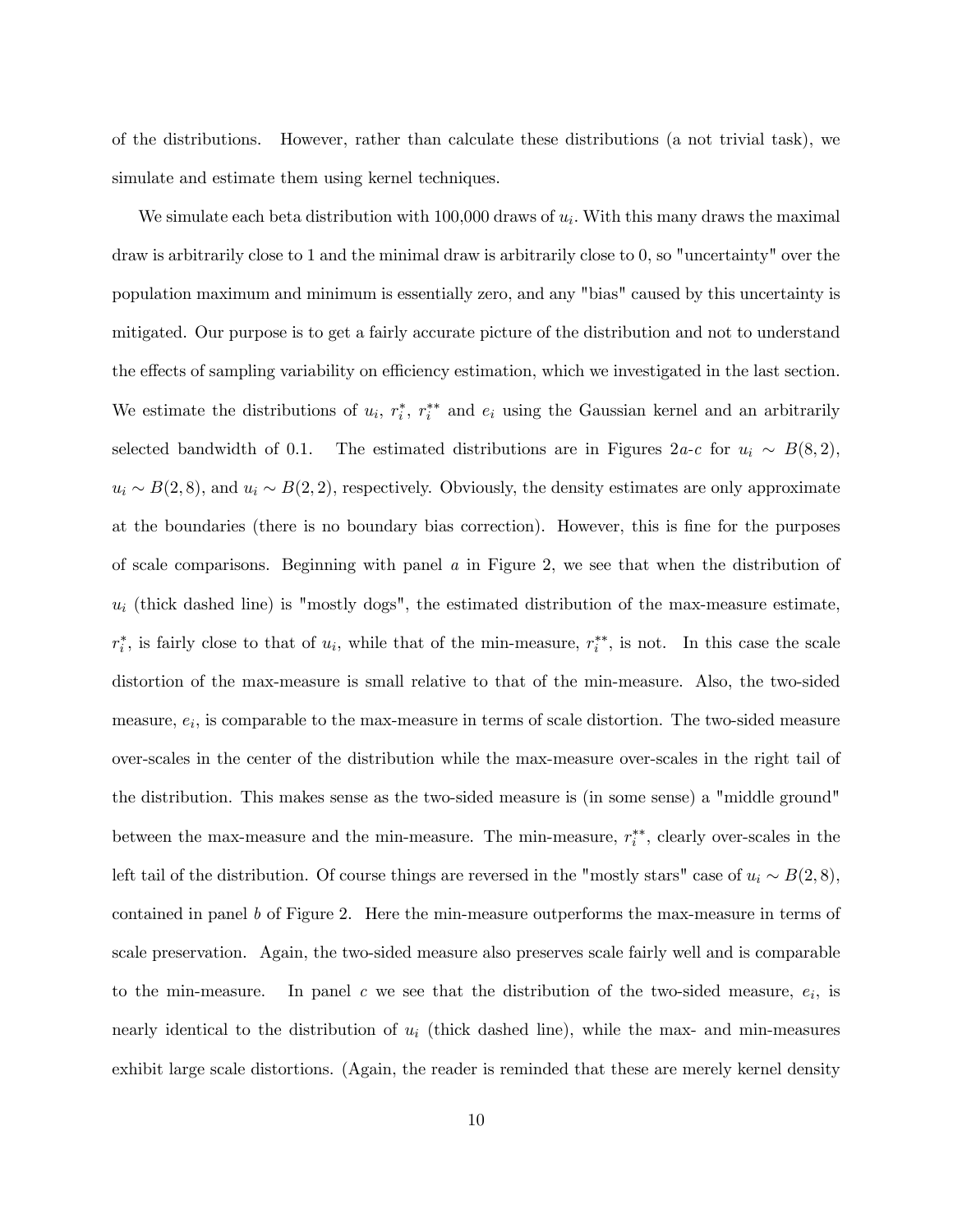of the distributions. However, rather than calculate these distributions (a not trivial task), we simulate and estimate them using kernel techniques.

We simulate each beta distribution with 100,000 draws of $u_i$. With this many draws the maximal draw is arbitrarily close to 1 and the minimal draw is arbitrarily close to 0, so "uncertainty" over the population maximum and minimum is essentially zero, and any "bias" caused by this uncertainty is mitigated. Our purpose is to get a fairly accurate picture of the distribution and not to understand the effects of sampling variability on efficiency estimation, which we investigated in the last section. We estimate the distributions of $u_i$, $r_i^*$, $r_i^{**}$ and $e_i$ using the Gaussian kernel and an arbitrarily selected bandwidth of 0.1. The estimated distributions are in Figures 2*a*-*c* for $u_i \sim B(8,2)$, $u_i \sim B(2,8)$, and $u_i \sim B(2,2)$, respectively. Obviously, the density estimates are only approximate at the boundaries (there is no boundary bias correction). However, this is fine for the purposes of scale comparisons. Beginning with panel *a* in Figure 2, we see that when the distribution of $u_i$ (thick dashed line) is "mostly dogs", the estimated distribution of the max-measure estimate, $r_i^*$, is fairly close to that of $u_i$, while that of the min-measure, $r_i^{**}$, is not. In this case the scale distortion of the max-measure is small relative to that of the min-measure. Also, the two-sided measure, $e_i$, is comparable to the max-measure in terms of scale distortion. The two-sided measure over-scales in the center of the distribution while the max-measure over-scales in the right tail of the distribution. This makes sense as the two-sided measure is (in some sense) a "middle ground" between the max-measure and the min-measure. The min-measure, $r_i^{**}$, clearly over-scales in the left tail of the distribution. Of course things are reversed in the "mostly stars" case of $u_i \sim B(2,8)$, contained in panel *b* of Figure 2. Here the min-measure outperforms the max-measure in terms of scale preservation. Again, the two-sided measure also preserves scale fairly well and is comparable to the min-measure. In panel *c* we see that the distribution of the two-sided measure, $e_i$, is nearly identical to the distribution of $u_i$ (thick dashed line), while the max- and min-measures exhibit large scale distortions. (Again, the reader is reminded that these are merely kernel density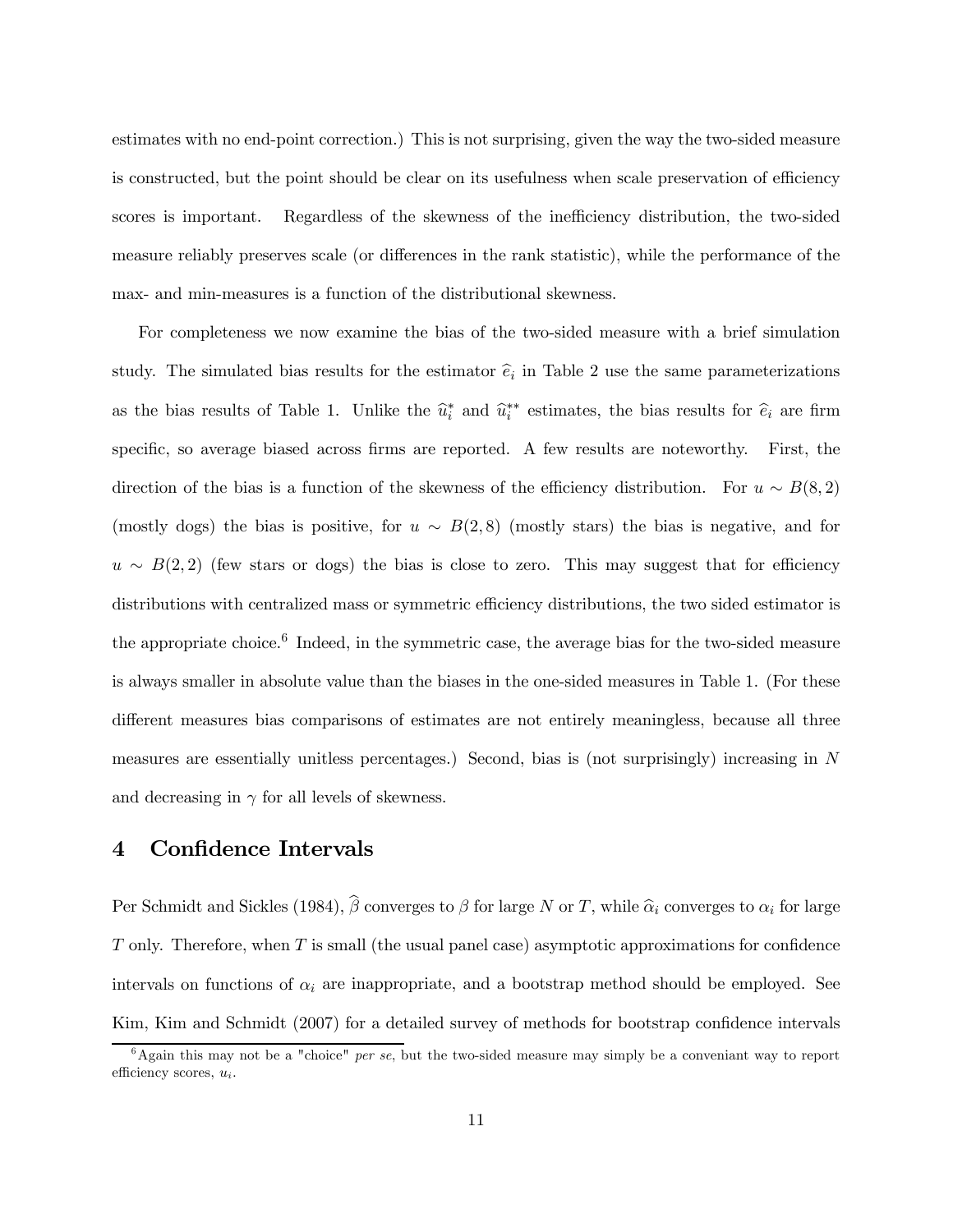estimates with no end-point correction.) This is not surprising, given the way the two-sided measure is constructed, but the point should be clear on its usefulness when scale preservation of efficiency scores is important. Regardless of the skewness of the inefficiency distribution, the two-sided measure reliably preserves scale (or differences in the rank statistic), while the performance of the max- and min-measures is a function of the distributional skewness.

For completeness we now examine the bias of the two-sided measure with a brief simulation study. The simulated bias results for the estimator $\widehat{e}_i$ in Table 2 use the same parameterizations as the bias results of Table 1. Unlike the $\widehat{u}_i^*$ and $\widehat{u}_i^{**}$ estimates, the bias results for $\widehat{e}_i$ are firm specific, so average biased across firms are reported. A few results are noteworthy. First, the direction of the bias is a function of the skewness of the efficiency distribution. For $u \sim B(8, 2)$ (mostly dogs) the bias is positive, for $u \sim B(2, 8)$ (mostly stars) the bias is negative, and for $u \sim B(2, 2)$ (few stars or dogs) the bias is close to zero. This may suggest that for efficiency distributions with centralized mass or symmetric efficiency distributions, the two sided estimator is the appropriate choice.[6] Indeed, in the symmetric case, the average bias for the two-sided measure is always smaller in absolute value than the biases in the one-sided measures in Table 1. (For these different measures bias comparisons of estimates are not entirely meaningless, because all three measures are essentially unitless percentages.) Second, bias is (not surprisingly) increasing in $N$ and decreasing in $\gamma$ for all levels of skewness.

## 4 Confidence Intervals

Per Schmidt and Sickles (1984), $\widehat{\beta}$ converges to $\beta$ for large $N$ or $T$, while $\widehat{\alpha}_i$ converges to $\alpha_i$ for large $T$ only. Therefore, when $T$ is small (the usual panel case) asymptotic approximations for confidence intervals on functions of $\alpha_i$ are inappropriate, and a bootstrap method should be employed. See Kim, Kim and Schmidt (2007) for a detailed survey of methods for bootstrap confidence intervals

[6] Again this may not be a "choice" *per se*, but the two-sided measure may simply be a conveniant way to report efficiency scores, $u_i$.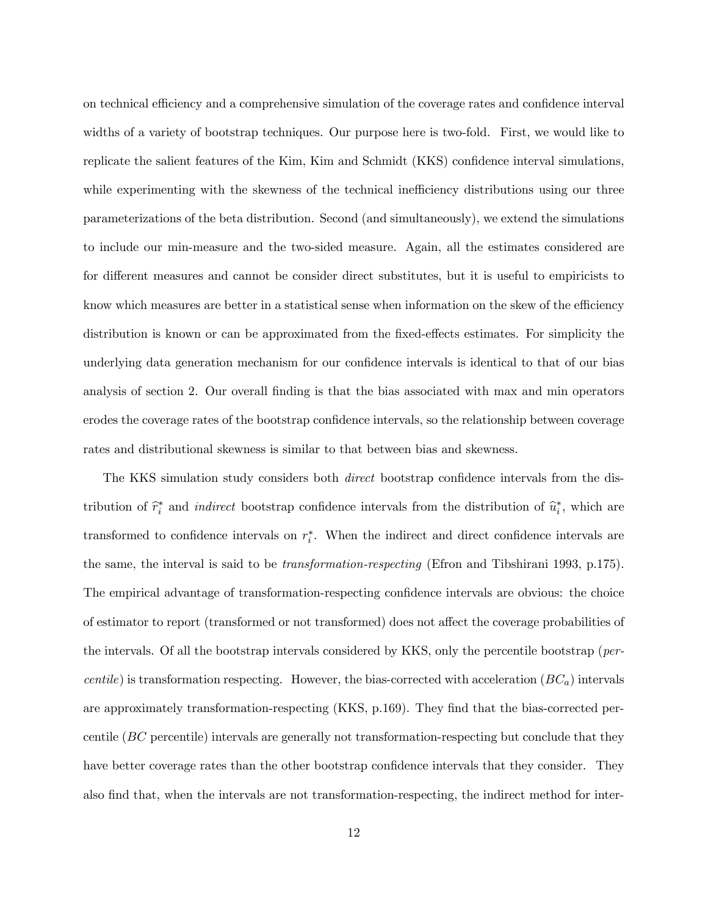on technical efficiency and a comprehensive simulation of the coverage rates and confidence interval widths of a variety of bootstrap techniques. Our purpose here is two-fold. First, we would like to replicate the salient features of the Kim, Kim and Schmidt (KKS) confidence interval simulations, while experimenting with the skewness of the technical inefficiency distributions using our three parameterizations of the beta distribution. Second (and simultaneously), we extend the simulations to include our min-measure and the two-sided measure. Again, all the estimates considered are for different measures and cannot be consider direct substitutes, but it is useful to empiricists to know which measures are better in a statistical sense when information on the skew of the efficiency distribution is known or can be approximated from the fixed-effects estimates. For simplicity the underlying data generation mechanism for our confidence intervals is identical to that of our bias analysis of section 2. Our overall finding is that the bias associated with max and min operators erodes the coverage rates of the bootstrap confidence intervals, so the relationship between coverage rates and distributional skewness is similar to that between bias and skewness.

The KKS simulation study considers both *direct* bootstrap confidence intervals from the distribution of $\widehat{r}_i^*$ and *indirect* bootstrap confidence intervals from the distribution of $\widehat{u}_i^*$, which are transformed to confidence intervals on $r_i^*$. When the indirect and direct confidence intervals are the same, the interval is said to be *transformation-respecting* (Efron and Tibshirani 1993, p.175). The empirical advantage of transformation-respecting confidence intervals are obvious: the choice of estimator to report (transformed or not transformed) does not affect the coverage probabilities of the intervals. Of all the bootstrap intervals considered by KKS, only the percentile bootstrap (*percentile*) is transformation respecting. However, the bias-corrected with acceleration ($BC_a$) intervals are approximately transformation-respecting (KKS, p.169). They find that the bias-corrected percentile ($BC$ percentile) intervals are generally not transformation-respecting but conclude that they have better coverage rates than the other bootstrap confidence intervals that they consider. They also find that, when the intervals are not transformation-respecting, the indirect method for inter-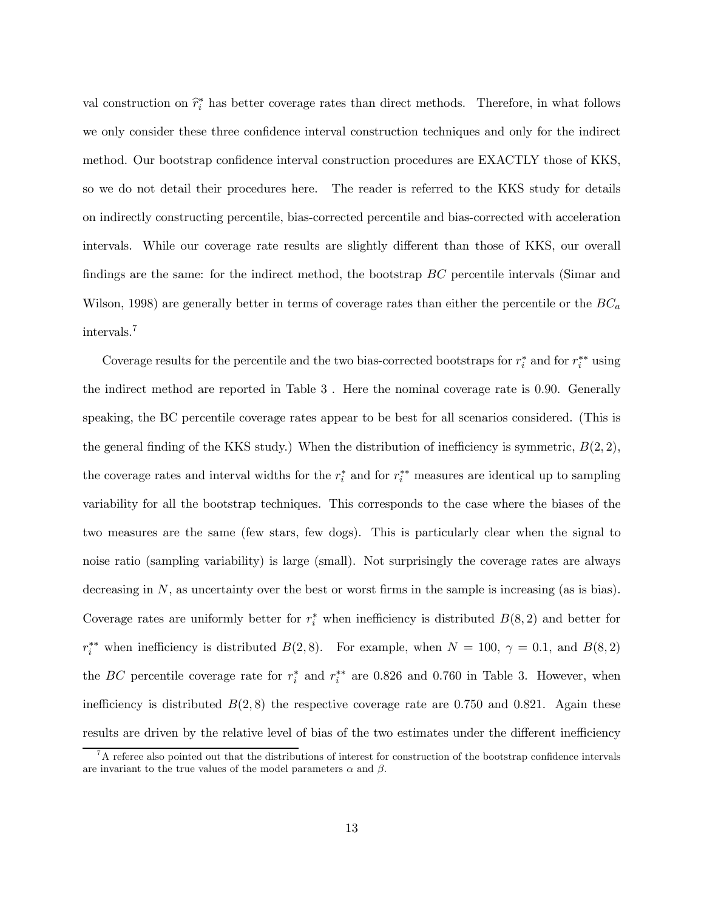val construction on $\widehat{r}_i^*$ has better coverage rates than direct methods. Therefore, in what follows we only consider these three confidence interval construction techniques and only for the indirect method. Our bootstrap confidence interval construction procedures are EXACTLY those of KKS, so we do not detail their procedures here. The reader is referred to the KKS study for details on indirectly constructing percentile, bias-corrected percentile and bias-corrected with acceleration intervals. While our coverage rate results are slightly different than those of KKS, our overall findings are the same: for the indirect method, the bootstrap $BC$ percentile intervals (Simar and Wilson, 1998) are generally better in terms of coverage rates than either the percentile or the $BC_a$ intervals.[7]

Coverage results for the percentile and the two bias-corrected bootstraps for $r_i^*$ and for $r_i^{**}$ using the indirect method are reported in Table 3 . Here the nominal coverage rate is 0.90. Generally speaking, the BC percentile coverage rates appear to be best for all scenarios considered. (This is the general finding of the KKS study.) When the distribution of inefficiency is symmetric, $B(2,2)$, the coverage rates and interval widths for the $r_i^*$ and for $r_i^{**}$ measures are identical up to sampling variability for all the bootstrap techniques. This corresponds to the case where the biases of the two measures are the same (few stars, few dogs). This is particularly clear when the signal to noise ratio (sampling variability) is large (small). Not surprisingly the coverage rates are always decreasing in $N$, as uncertainty over the best or worst firms in the sample is increasing (as is bias). Coverage rates are uniformly better for $r_i^*$ when inefficiency is distributed $B(8,2)$ and better for $r_i^{**}$ when inefficiency is distributed $B(2,8)$. For example, when $N = 100$, $\gamma = 0.1$, and $B(8,2)$ the $BC$ percentile coverage rate for $r_i^*$ and $r_i^{**}$ are 0.826 and 0.760 in Table 3. However, when inefficiency is distributed $B(2,8)$ the respective coverage rate are 0.750 and 0.821. Again these results are driven by the relative level of bias of the two estimates under the different inefficiency

[7] A referee also pointed out that the distributions of interest for construction of the bootstrap confidence intervals are invariant to the true values of the model parameters $\alpha$ and $\beta$.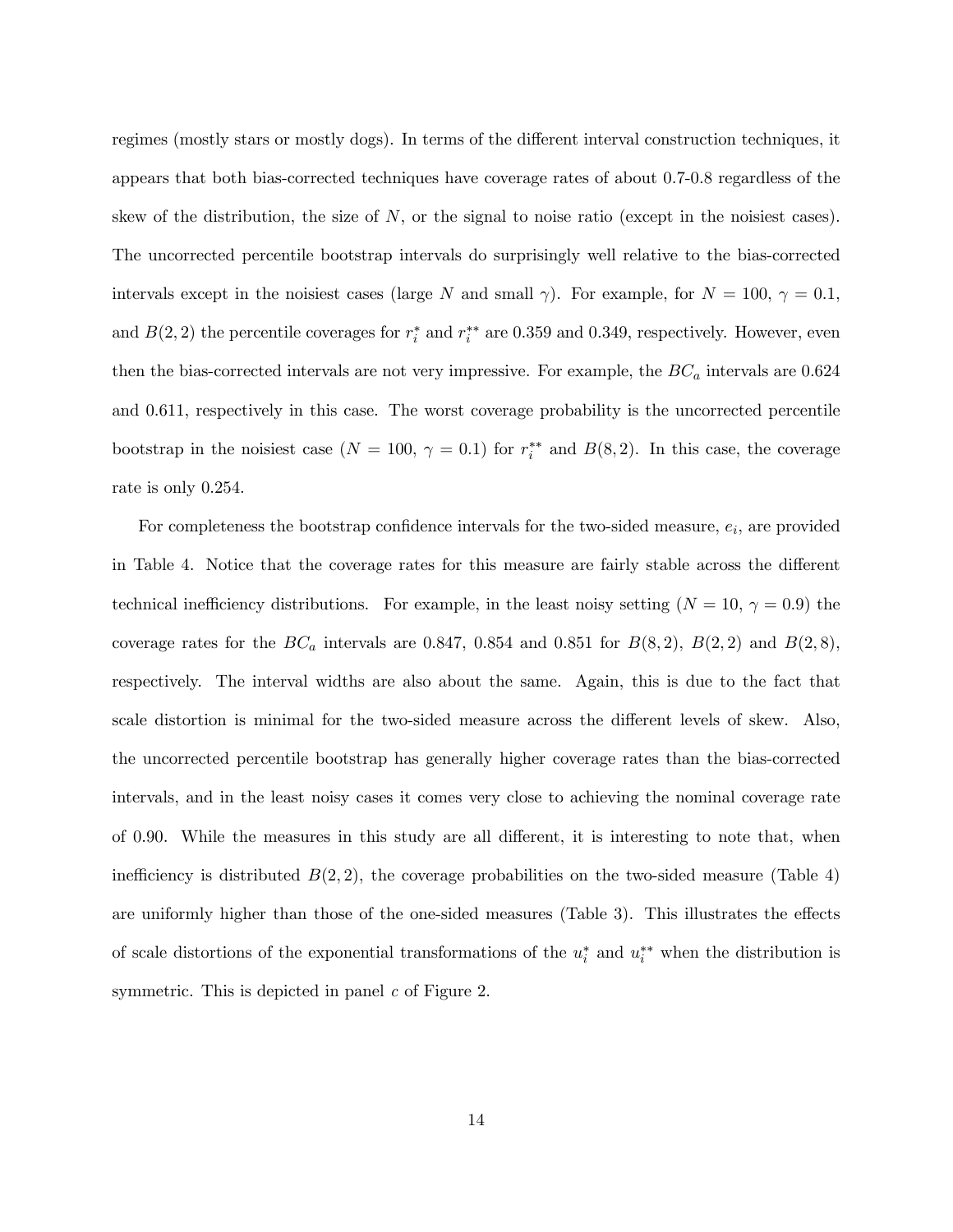regimes (mostly stars or mostly dogs). In terms of the different interval construction techniques, it appears that both bias-corrected techniques have coverage rates of about 0.7-0.8 regardless of the skew of the distribution, the size of $N$, or the signal to noise ratio (except in the noisiest cases). The uncorrected percentile bootstrap intervals do surprisingly well relative to the bias-corrected intervals except in the noisiest cases (large $N$ and small $\gamma$). For example, for $N = 100$, $\gamma = 0.1$, and $B(2, 2)$ the percentile coverages for $r_i^*$ and $r_i^{**}$ are 0.359 and 0.349, respectively. However, even then the bias-corrected intervals are not very impressive. For example, the $BC_a$ intervals are 0.624 and 0.611, respectively in this case. The worst coverage probability is the uncorrected percentile bootstrap in the noisiest case ($N = 100$, $\gamma = 0.1$) for $r_i^{**}$ and $B(8, 2)$. In this case, the coverage rate is only 0.254.

For completeness the bootstrap confidence intervals for the two-sided measure, $e_i$, are provided in Table 4. Notice that the coverage rates for this measure are fairly stable across the different technical inefficiency distributions. For example, in the least noisy setting ($N = 10$, $\gamma = 0.9$) the coverage rates for the $BC_a$ intervals are 0.847, 0.854 and 0.851 for $B(8, 2)$, $B(2, 2)$ and $B(2, 8)$, respectively. The interval widths are also about the same. Again, this is due to the fact that scale distortion is minimal for the two-sided measure across the different levels of skew. Also, the uncorrected percentile bootstrap has generally higher coverage rates than the bias-corrected intervals, and in the least noisy cases it comes very close to achieving the nominal coverage rate of 0.90. While the measures in this study are all different, it is interesting to note that, when inefficiency is distributed $B(2, 2)$, the coverage probabilities on the two-sided measure (Table 4) are uniformly higher than those of the one-sided measures (Table 3). This illustrates the effects of scale distortions of the exponential transformations of the $u_i^*$ and $u_i^{**}$ when the distribution is symmetric. This is depicted in panel $c$ of Figure 2.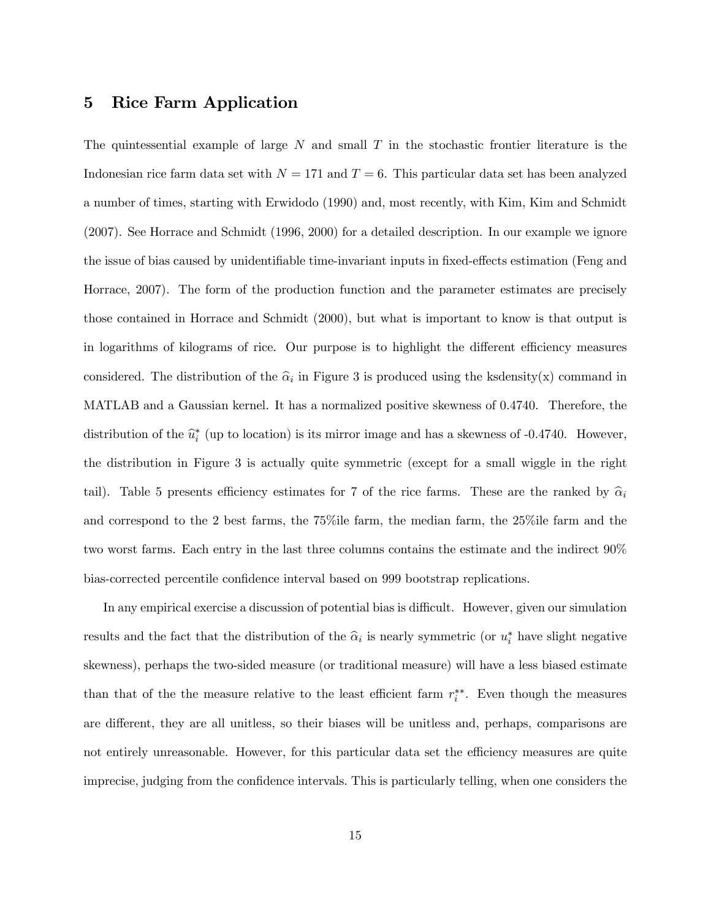## 5 Rice Farm Application

The quintessential example of large $N$ and small $T$ in the stochastic frontier literature is the Indonesian rice farm data set with $N = 171$ and $T = 6$. This particular data set has been analyzed a number of times, starting with Erwidodo (1990) and, most recently, with Kim, Kim and Schmidt (2007). See Horrace and Schmidt (1996, 2000) for a detailed description. In our example we ignore the issue of bias caused by unidentifiable time-invariant inputs in fixed-effects estimation (Feng and Horrace, 2007). The form of the production function and the parameter estimates are precisely those contained in Horrace and Schmidt (2000), but what is important to know is that output is in logarithms of kilograms of rice. Our purpose is to highlight the different efficiency measures considered. The distribution of the $\widehat{\alpha}_i$ in Figure 3 is produced using the ksdensity(x) command in MATLAB and a Gaussian kernel. It has a normalized positive skewness of 0.4740. Therefore, the distribution of the $\widehat{u}_i^*$ (up to location) is its mirror image and has a skewness of -0.4740. However, the distribution in Figure 3 is actually quite symmetric (except for a small wiggle in the right tail). Table 5 presents efficiency estimates for 7 of the rice farms. These are the ranked by $\widehat{\alpha}_i$ and correspond to the 2 best farms, the 75%ile farm, the median farm, the 25%ile farm and the two worst farms. Each entry in the last three columns contains the estimate and the indirect 90% bias-corrected percentile confidence interval based on 999 bootstrap replications.

In any empirical exercise a discussion of potential bias is difficult. However, given our simulation results and the fact that the distribution of the $\widehat{\alpha}_i$ is nearly symmetric (or $u_i^*$ have slight negative skewness), perhaps the two-sided measure (or traditional measure) will have a less biased estimate than that of the the measure relative to the least efficient farm $r_i^{**}$. Even though the measures are different, they are all unitless, so their biases will be unitless and, perhaps, comparisons are not entirely unreasonable. However, for this particular data set the efficiency measures are quite imprecise, judging from the confidence intervals. This is particularly telling, when one considers the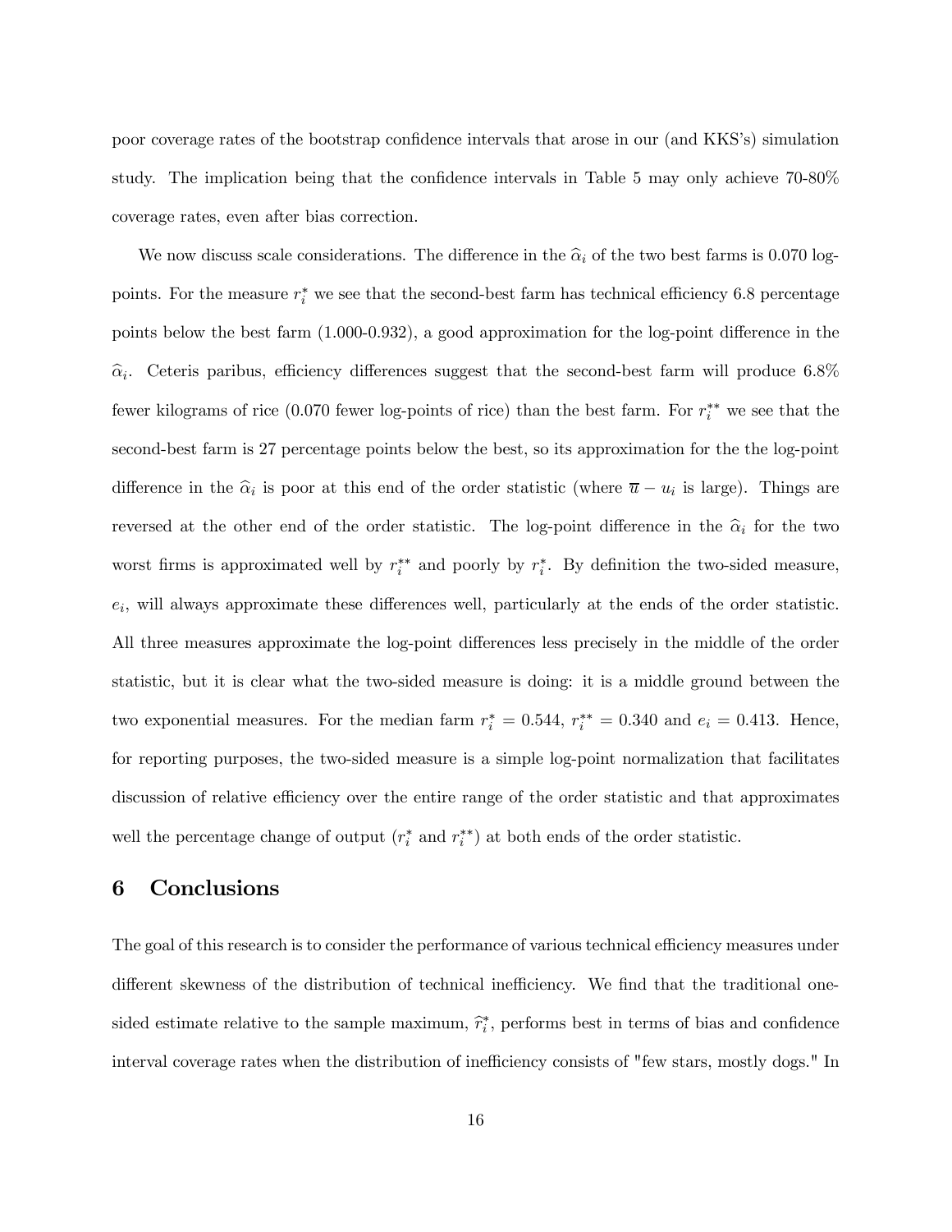poor coverage rates of the bootstrap confidence intervals that arose in our (and KKS's) simulation study. The implication being that the confidence intervals in Table 5 may only achieve 70-80% coverage rates, even after bias correction.

We now discuss scale considerations. The difference in the $\widehat{\alpha}_i$ of the two best farms is 0.070 log-points. For the measure $r_i^*$ we see that the second-best farm has technical efficiency 6.8 percentage points below the best farm (1.000-0.932), a good approximation for the log-point difference in the $\widehat{\alpha}_i$. Ceteris paribus, efficiency differences suggest that the second-best farm will produce 6.8% fewer kilograms of rice (0.070 fewer log-points of rice) than the best farm. For $r_i^{**}$ we see that the second-best farm is 27 percentage points below the best, so its approximation for the the log-point difference in the $\widehat{\alpha}_i$ is poor at this end of the order statistic (where $\overline{u} - u_i$ is large). Things are reversed at the other end of the order statistic. The log-point difference in the $\widehat{\alpha}_i$ for the two worst firms is approximated well by $r_i^{**}$ and poorly by $r_i^*$. By definition the two-sided measure, $e_i$, will always approximate these differences well, particularly at the ends of the order statistic. All three measures approximate the log-point differences less precisely in the middle of the order statistic, but it is clear what the two-sided measure is doing: it is a middle ground between the two exponential measures. For the median farm $r_i^* = 0.544$, $r_i^{**} = 0.340$ and $e_i = 0.413$. Hence, for reporting purposes, the two-sided measure is a simple log-point normalization that facilitates discussion of relative efficiency over the entire range of the order statistic and that approximates well the percentage change of output ($r_i^*$ and $r_i^{**}$) at both ends of the order statistic.

# 6 Conclusions

The goal of this research is to consider the performance of various technical efficiency measures under different skewness of the distribution of technical inefficiency. We find that the traditional one-sided estimate relative to the sample maximum, $\widehat{r}_i^*$, performs best in terms of bias and confidence interval coverage rates when the distribution of inefficiency consists of "few stars, mostly dogs." In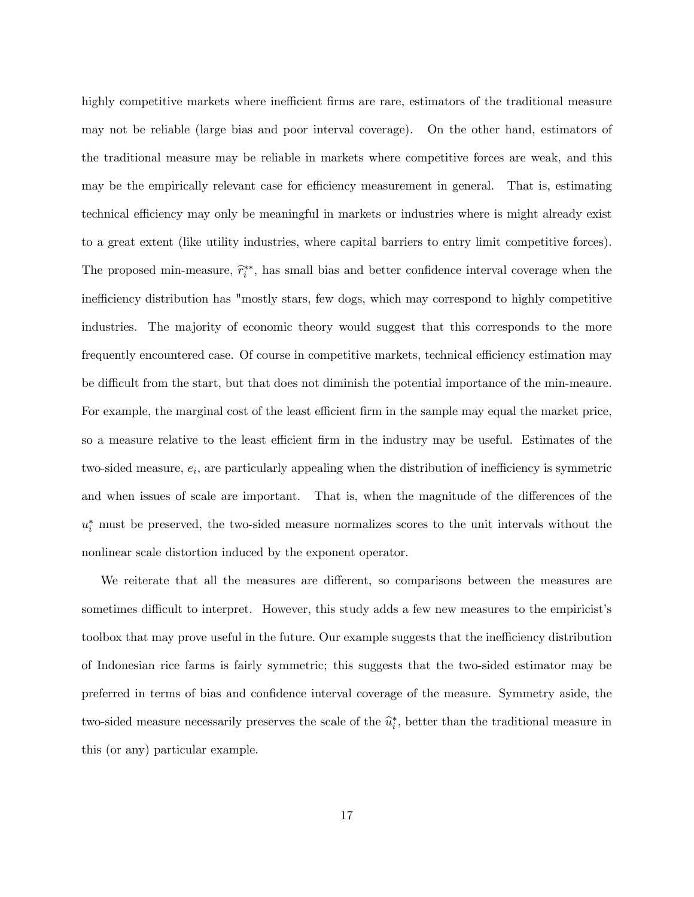highly competitive markets where inefficient firms are rare, estimators of the traditional measure may not be reliable (large bias and poor interval coverage). On the other hand, estimators of the traditional measure may be reliable in markets where competitive forces are weak, and this may be the empirically relevant case for efficiency measurement in general. That is, estimating technical efficiency may only be meaningful in markets or industries where is might already exist to a great extent (like utility industries, where capital barriers to entry limit competitive forces). The proposed min-measure, $\widehat{r}_i^{**}$, has small bias and better confidence interval coverage when the inefficiency distribution has "mostly stars, few dogs, which may correspond to highly competitive industries. The majority of economic theory would suggest that this corresponds to the more frequently encountered case. Of course in competitive markets, technical efficiency estimation may be difficult from the start, but that does not diminish the potential importance of the min-meaure. For example, the marginal cost of the least efficient firm in the sample may equal the market price, so a measure relative to the least efficient firm in the industry may be useful. Estimates of the two-sided measure, $e_i$, are particularly appealing when the distribution of inefficiency is symmetric and when issues of scale are important. That is, when the magnitude of the differences of the $u_i^*$ must be preserved, the two-sided measure normalizes scores to the unit intervals without the nonlinear scale distortion induced by the exponent operator.

We reiterate that all the measures are different, so comparisons between the measures are sometimes difficult to interpret. However, this study adds a few new measures to the empiricist's toolbox that may prove useful in the future. Our example suggests that the inefficiency distribution of Indonesian rice farms is fairly symmetric; this suggests that the two-sided estimator may be preferred in terms of bias and confidence interval coverage of the measure. Symmetry aside, the two-sided measure necessarily preserves the scale of the $\widehat{u}_i^*$, better than the traditional measure in this (or any) particular example.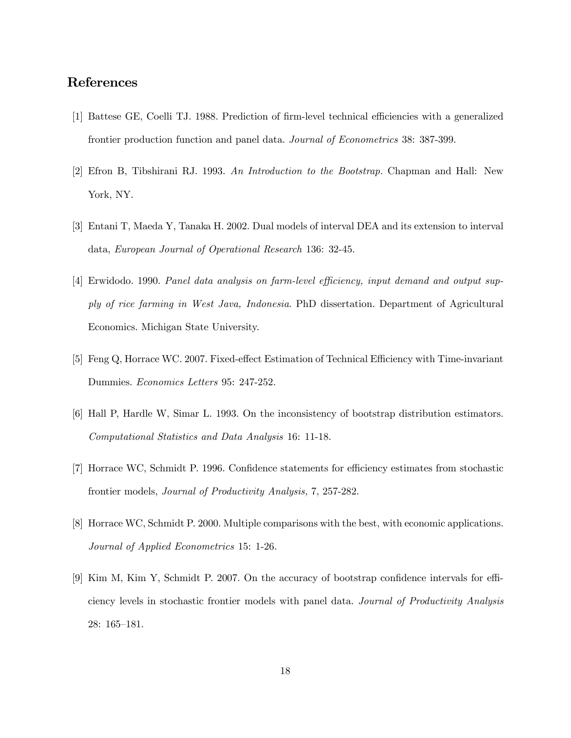## References

[1] Battese GE, Coelli TJ. 1988. Prediction of firm-level technical efficiencies with a generalized frontier production function and panel data. *Journal of Econometrics* 38: 387-399.

[2] Efron B, Tibshirani RJ. 1993. *An Introduction to the Bootstrap.* Chapman and Hall: New York, NY.

[3] Entani T, Maeda Y, Tanaka H. 2002. Dual models of interval DEA and its extension to interval data, *European Journal of Operational Research* 136: 32-45.

[4] Erwidodo. 1990. *Panel data analysis on farm-level efficiency, input demand and output supply of rice farming in West Java, Indonesia*. PhD dissertation. Department of Agricultural Economics. Michigan State University.

[5] Feng Q, Horrace WC. 2007. Fixed-effect Estimation of Technical Efficiency with Time-invariant Dummies. *Economics Letters* 95: 247-252.

[6] Hall P, Hardle W, Simar L. 1993. On the inconsistency of bootstrap distribution estimators. *Computational Statistics and Data Analysis* 16: 11-18.

[7] Horrace WC, Schmidt P. 1996. Confidence statements for efficiency estimates from stochastic frontier models, *Journal of Productivity Analysis,* 7, 257-282.

[8] Horrace WC, Schmidt P. 2000. Multiple comparisons with the best, with economic applications. *Journal of Applied Econometrics* 15: 1-26.

[9] Kim M, Kim Y, Schmidt P. 2007. On the accuracy of bootstrap confidence intervals for efficiency levels in stochastic frontier models with panel data. *Journal of Productivity Analysis* 28: 165–181.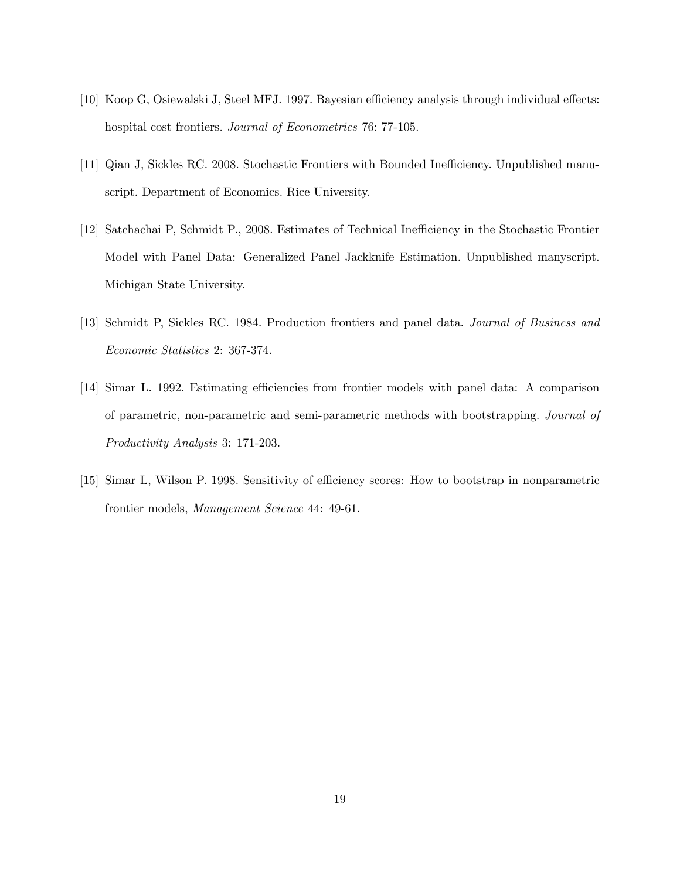[10] Koop G, Osiewalski J, Steel MFJ. 1997. Bayesian efficiency analysis through individual effects: hospital cost frontiers. *Journal of Econometrics* 76: 77-105.

[11] Qian J, Sickles RC. 2008. Stochastic Frontiers with Bounded Inefficiency. Unpublished manuscript. Department of Economics. Rice University.

[12] Satchachai P, Schmidt P., 2008. Estimates of Technical Inefficiency in the Stochastic Frontier Model with Panel Data: Generalized Panel Jackknife Estimation. Unpublished manyscript. Michigan State University.

[13] Schmidt P, Sickles RC. 1984. Production frontiers and panel data. *Journal of Business and Economic Statistics* 2: 367-374.

[14] Simar L. 1992. Estimating efficiencies from frontier models with panel data: A comparison of parametric, non-parametric and semi-parametric methods with bootstrapping. *Journal of Productivity Analysis* 3: 171-203.

[15] Simar L, Wilson P. 1998. Sensitivity of efficiency scores: How to bootstrap in nonparametric frontier models, *Management Science* 44: 49-61.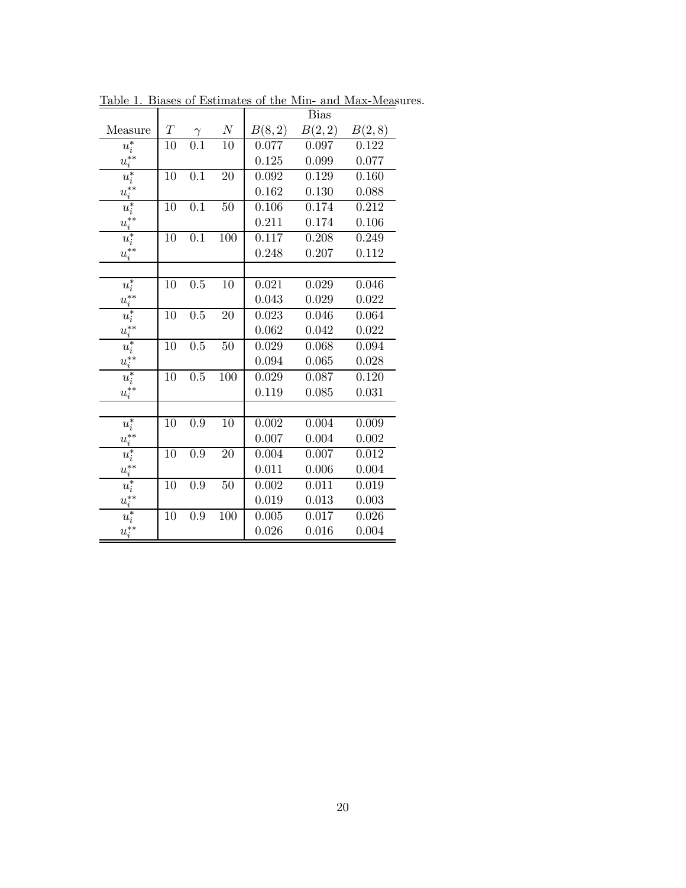Table 1. Biases of Estimates of the Min- and Max-Measures.

| Measure | $T$ | $\gamma$ | $N$ | Bias | | |
|---|---|---|---|---|---|---|
| | | | | $B(8,2)$ | $B(2,2)$ | $B(2,8)$ |
| $u_i^*$ | 10 | 0.1 | 10 | 0.077 | 0.097 | 0.122 |
| $u_i^{**}$ | | | | 0.125 | 0.099 | 0.077 |
| $u_i^*$ | 10 | 0.1 | 20 | 0.092 | 0.129 | 0.160 |
| $u_i^{**}$ | | | | 0.162 | 0.130 | 0.088 |
| $u_i^*$ | 10 | 0.1 | 50 | 0.106 | 0.174 | 0.212 |
| $u_i^{**}$ | | | | 0.211 | 0.174 | 0.106 |
| $u_i^*$ | 10 | 0.1 | 100 | 0.117 | 0.208 | 0.249 |
| $u_i^{**}$ | | | | 0.248 | 0.207 | 0.112 |
| | | | | | | |
| $u_i^*$ | 10 | 0.5 | 10 | 0.021 | 0.029 | 0.046 |
| $u_i^{**}$ | | | | 0.043 | 0.029 | 0.022 |
| $u_i^*$ | 10 | 0.5 | 20 | 0.023 | 0.046 | 0.064 |
| $u_i^{**}$ | | | | 0.062 | 0.042 | 0.022 |
| $u_i^*$ | 10 | 0.5 | 50 | 0.029 | 0.068 | 0.094 |
| $u_i^{**}$ | | | | 0.094 | 0.065 | 0.028 |
| $u_i^*$ | 10 | 0.5 | 100 | 0.029 | 0.087 | 0.120 |
| $u_i^{**}$ | | | | 0.119 | 0.085 | 0.031 |
| | | | | | | |
| $u_i^*$ | 10 | 0.9 | 10 | 0.002 | 0.004 | 0.009 |
| $u_i^{**}$ | | | | 0.007 | 0.004 | 0.002 |
| $u_i^*$ | 10 | 0.9 | 20 | 0.004 | 0.007 | 0.012 |
| $u_i^{**}$ | | | | 0.011 | 0.006 | 0.004 |
| $u_i^*$ | 10 | 0.9 | 50 | 0.002 | 0.011 | 0.019 |
| $u_i^{**}$ | | | | 0.019 | 0.013 | 0.003 |
| $u_i^*$ | 10 | 0.9 | 100 | 0.005 | 0.017 | 0.026 |
| $u_i^{**}$ | | | | 0.026 | 0.016 | 0.004 |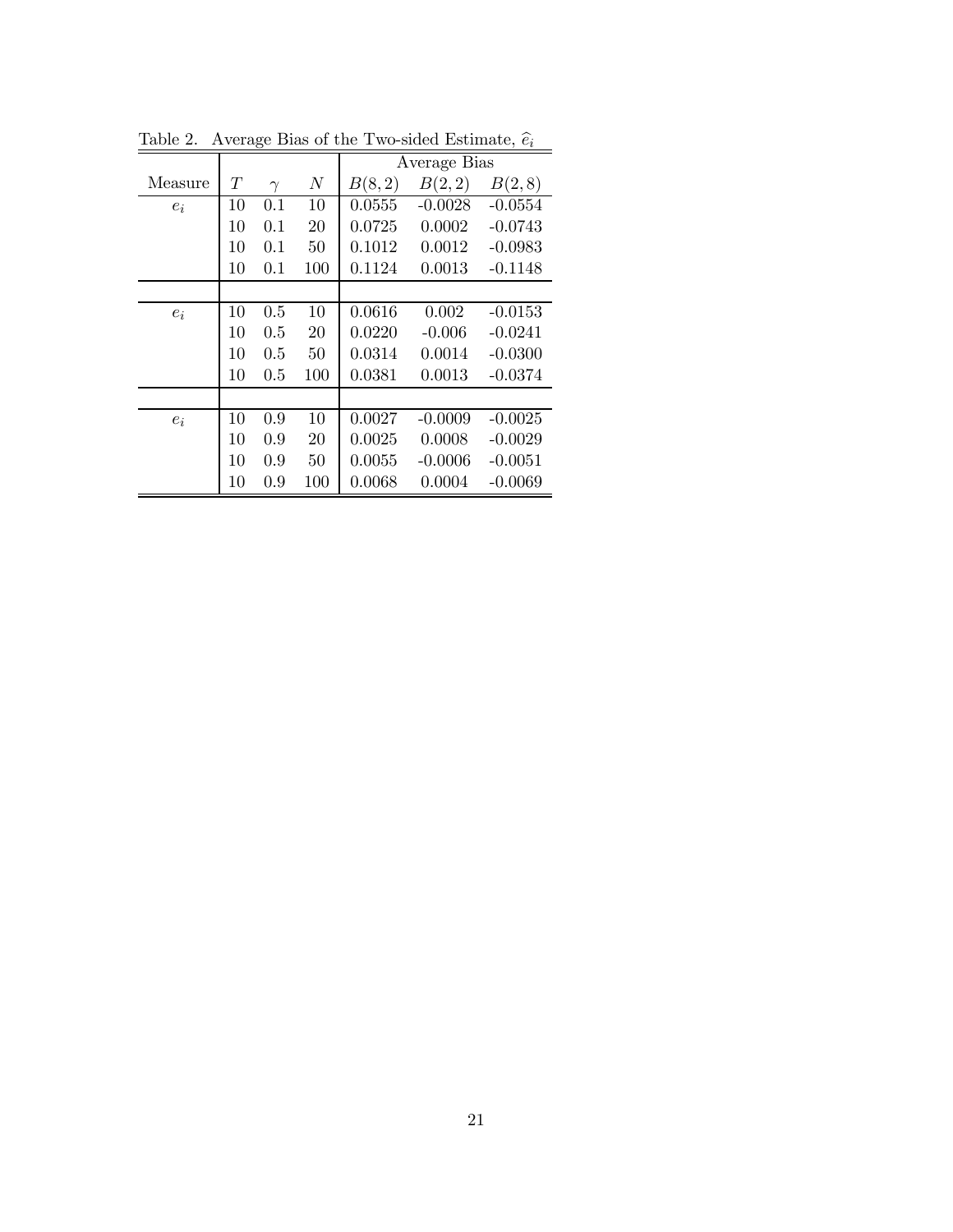Table 2. Average Bias of the Two-sided Estimate, $\widehat{e}_i$

| | | | | Average Bias | | |
|---|---|---|---|---|---|---|
| Measure | $T$ | $\gamma$ | $N$ | $B(8,2)$ | $B(2,2)$ | $B(2,8)$ |
| $e_i$ | 10 | 0.1 | 10 | 0.0555 | -0.0028 | -0.0554 |
| | 10 | 0.1 | 20 | 0.0725 | 0.0002 | -0.0743 |
| | 10 | 0.1 | 50 | 0.1012 | 0.0012 | -0.0983 |
| | 10 | 0.1 | 100 | 0.1124 | 0.0013 | -0.1148 |
| | | | | | | |
| $e_i$ | 10 | 0.5 | 10 | 0.0616 | 0.002 | -0.0153 |
| | 10 | 0.5 | 20 | 0.0220 | -0.006 | -0.0241 |
| | 10 | 0.5 | 50 | 0.0314 | 0.0014 | -0.0300 |
| | 10 | 0.5 | 100 | 0.0381 | 0.0013 | -0.0374 |
| | | | | | | |
| $e_i$ | 10 | 0.9 | 10 | 0.0027 | -0.0009 | -0.0025 |
| | 10 | 0.9 | 20 | 0.0025 | 0.0008 | -0.0029 |
| | 10 | 0.9 | 50 | 0.0055 | -0.0006 | -0.0051 |
| | 10 | 0.9 | 100 | 0.0068 | 0.0004 | -0.0069 |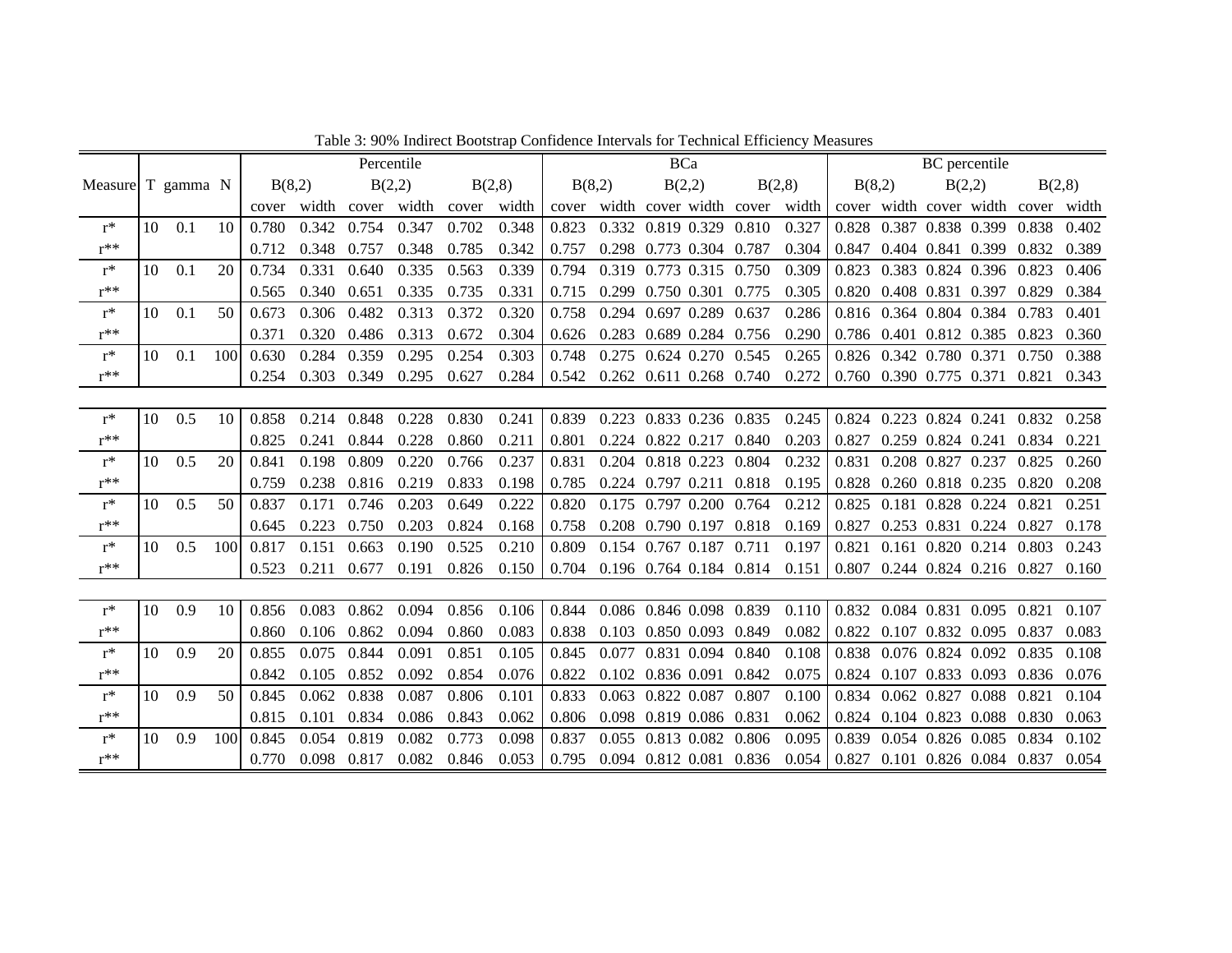Table 3: 90% Indirect Bootstrap Confidence Intervals for Technical Efficiency Measures

| Measure | T | gamma | N | Percentile | | | | | | BCa | | | | | | BC percentile | | | | | |
|---|---|---|---|---|---|---|---|---|---|---|---|---|---|---|---|---|---|---|---|---|---|
| | | | | B(8,2) | | B(2,2) | | B(2,8) | | B(8,2) | | B(2,2) | | B(2,8) | | B(8,2) | | B(2,2) | | B(2,8) | |
| | | | | cover | width | cover | width | cover | width | cover | width | cover | width | cover | width | cover | width | cover | width | cover | width |
| r* | 10 | 0.1 | 10 | 0.780 | 0.342 | 0.754 | 0.347 | 0.702 | 0.348 | 0.823 | 0.332 | 0.819 | 0.329 | 0.810 | 0.327 | 0.828 | 0.387 | 0.838 | 0.399 | 0.838 | 0.402 |
| r** | | | | 0.712 | 0.348 | 0.757 | 0.348 | 0.785 | 0.342 | 0.757 | 0.298 | 0.773 | 0.304 | 0.787 | 0.304 | 0.847 | 0.404 | 0.841 | 0.399 | 0.832 | 0.389 |
| r* | 10 | 0.1 | 20 | 0.734 | 0.331 | 0.640 | 0.335 | 0.563 | 0.339 | 0.794 | 0.319 | 0.773 | 0.315 | 0.750 | 0.309 | 0.823 | 0.383 | 0.824 | 0.396 | 0.823 | 0.406 |
| r** | | | | 0.565 | 0.340 | 0.651 | 0.335 | 0.735 | 0.331 | 0.715 | 0.299 | 0.750 | 0.301 | 0.775 | 0.305 | 0.820 | 0.408 | 0.831 | 0.397 | 0.829 | 0.384 |
| r* | 10 | 0.1 | 50 | 0.673 | 0.306 | 0.482 | 0.313 | 0.372 | 0.320 | 0.758 | 0.294 | 0.697 | 0.289 | 0.637 | 0.286 | 0.816 | 0.364 | 0.804 | 0.384 | 0.783 | 0.401 |
| r** | | | | 0.371 | 0.320 | 0.486 | 0.313 | 0.672 | 0.304 | 0.626 | 0.283 | 0.689 | 0.284 | 0.756 | 0.290 | 0.786 | 0.401 | 0.812 | 0.385 | 0.823 | 0.360 |
| r* | 10 | 0.1 | 100 | 0.630 | 0.284 | 0.359 | 0.295 | 0.254 | 0.303 | 0.748 | 0.275 | 0.624 | 0.270 | 0.545 | 0.265 | 0.826 | 0.342 | 0.780 | 0.371 | 0.750 | 0.388 |
| r** | | | | 0.254 | 0.303 | 0.349 | 0.295 | 0.627 | 0.284 | 0.542 | 0.262 | 0.611 | 0.268 | 0.740 | 0.272 | 0.760 | 0.390 | 0.775 | 0.371 | 0.821 | 0.343 |
| r* | 10 | 0.5 | 10 | 0.858 | 0.214 | 0.848 | 0.228 | 0.830 | 0.241 | 0.839 | 0.223 | 0.833 | 0.236 | 0.835 | 0.245 | 0.824 | 0.223 | 0.824 | 0.241 | 0.832 | 0.258 |
| r** | | | | 0.825 | 0.241 | 0.844 | 0.228 | 0.860 | 0.211 | 0.801 | 0.224 | 0.822 | 0.217 | 0.840 | 0.203 | 0.827 | 0.259 | 0.824 | 0.241 | 0.834 | 0.221 |
| r* | 10 | 0.5 | 20 | 0.841 | 0.198 | 0.809 | 0.220 | 0.766 | 0.237 | 0.831 | 0.204 | 0.818 | 0.223 | 0.804 | 0.232 | 0.831 | 0.208 | 0.827 | 0.237 | 0.825 | 0.260 |
| r** | | | | 0.759 | 0.238 | 0.816 | 0.219 | 0.833 | 0.198 | 0.785 | 0.224 | 0.797 | 0.211 | 0.818 | 0.195 | 0.828 | 0.260 | 0.818 | 0.235 | 0.820 | 0.208 |
| r* | 10 | 0.5 | 50 | 0.837 | 0.171 | 0.746 | 0.203 | 0.649 | 0.222 | 0.820 | 0.175 | 0.797 | 0.200 | 0.764 | 0.212 | 0.825 | 0.181 | 0.828 | 0.224 | 0.821 | 0.251 |
| r** | | | | 0.645 | 0.223 | 0.750 | 0.203 | 0.824 | 0.168 | 0.758 | 0.208 | 0.790 | 0.197 | 0.818 | 0.169 | 0.827 | 0.253 | 0.831 | 0.224 | 0.827 | 0.178 |
| r* | 10 | 0.5 | 100 | 0.817 | 0.151 | 0.663 | 0.190 | 0.525 | 0.210 | 0.809 | 0.154 | 0.767 | 0.187 | 0.711 | 0.197 | 0.821 | 0.161 | 0.820 | 0.214 | 0.803 | 0.243 |
| r** | | | | 0.523 | 0.211 | 0.677 | 0.191 | 0.826 | 0.150 | 0.704 | 0.196 | 0.764 | 0.184 | 0.814 | 0.151 | 0.807 | 0.244 | 0.824 | 0.216 | 0.827 | 0.160 |
| r* | 10 | 0.9 | 10 | 0.856 | 0.083 | 0.862 | 0.094 | 0.856 | 0.106 | 0.844 | 0.086 | 0.846 | 0.098 | 0.839 | 0.110 | 0.832 | 0.084 | 0.831 | 0.095 | 0.821 | 0.107 |
| r** | | | | 0.860 | 0.106 | 0.862 | 0.094 | 0.860 | 0.083 | 0.838 | 0.103 | 0.850 | 0.093 | 0.849 | 0.082 | 0.822 | 0.107 | 0.832 | 0.095 | 0.837 | 0.083 |
| r* | 10 | 0.9 | 20 | 0.855 | 0.075 | 0.844 | 0.091 | 0.851 | 0.105 | 0.845 | 0.077 | 0.831 | 0.094 | 0.840 | 0.108 | 0.838 | 0.076 | 0.824 | 0.092 | 0.835 | 0.108 |
| r** | | | | 0.842 | 0.105 | 0.852 | 0.092 | 0.854 | 0.076 | 0.822 | 0.102 | 0.836 | 0.091 | 0.842 | 0.075 | 0.824 | 0.107 | 0.833 | 0.093 | 0.836 | 0.076 |
| r* | 10 | 0.9 | 50 | 0.845 | 0.062 | 0.838 | 0.087 | 0.806 | 0.101 | 0.833 | 0.063 | 0.822 | 0.087 | 0.807 | 0.100 | 0.834 | 0.062 | 0.827 | 0.088 | 0.821 | 0.104 |
| r** | | | | 0.815 | 0.101 | 0.834 | 0.086 | 0.843 | 0.062 | 0.806 | 0.098 | 0.819 | 0.086 | 0.831 | 0.062 | 0.824 | 0.104 | 0.823 | 0.088 | 0.830 | 0.063 |
| r* | 10 | 0.9 | 100 | 0.845 | 0.054 | 0.819 | 0.082 | 0.773 | 0.098 | 0.837 | 0.055 | 0.813 | 0.082 | 0.806 | 0.095 | 0.839 | 0.054 | 0.826 | 0.085 | 0.834 | 0.102 |
| r** | | | | 0.770 | 0.098 | 0.817 | 0.082 | 0.846 | 0.053 | 0.795 | 0.094 | 0.812 | 0.081 | 0.836 | 0.054 | 0.827 | 0.101 | 0.826 | 0.084 | 0.837 | 0.054 |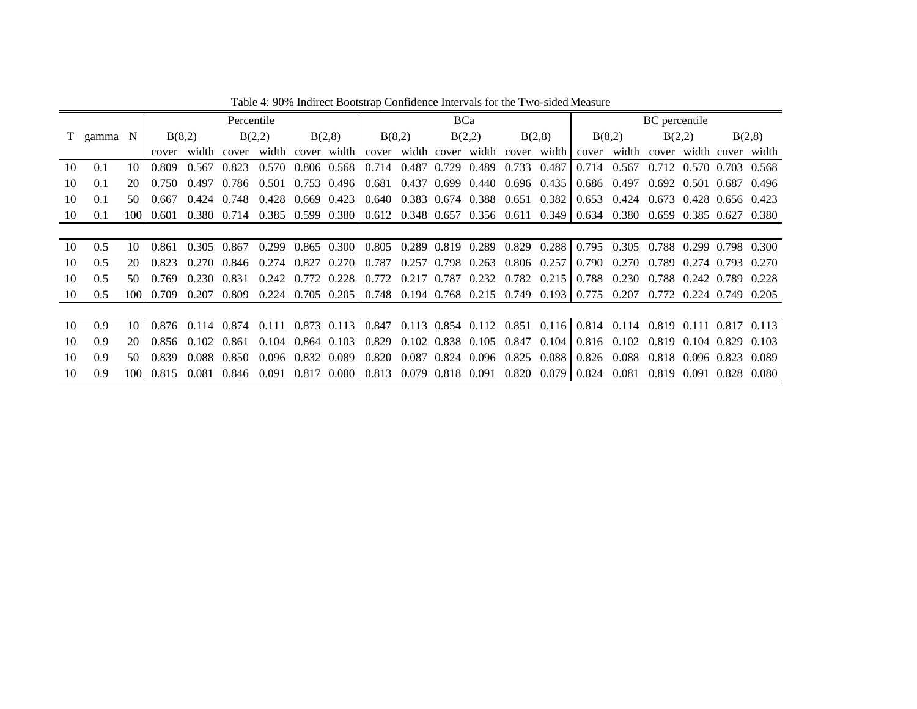Table 4: 90% Indirect Bootstrap Confidence Intervals for the Two-sided Measure

| | | | Percentile | | | | | | BCa | | | | | | BC percentile | | | | | |
|---|---|---|---|---|---|---|---|---|---|---|---|---|---|---|---|---|---|---|---|---|
| | | | B(8,2) | | B(2,2) | | B(2,8) | | B(8,2) | | B(2,2) | | B(2,8) | | B(8,2) | | B(2,2) | | B(2,8) | |
| T | gamma | N | cover | width | cover | width | cover | width | cover | width | cover | width | cover | width | cover | width | cover | width | cover | width |
| 10 | 0.1 | 10 | 0.809 | 0.567 | 0.823 | 0.570 | 0.806 | 0.568 | 0.714 | 0.487 | 0.729 | 0.489 | 0.733 | 0.487 | 0.714 | 0.567 | 0.712 | 0.570 | 0.703 | 0.568 |
| 10 | 0.1 | 20 | 0.750 | 0.497 | 0.786 | 0.501 | 0.753 | 0.496 | 0.681 | 0.437 | 0.699 | 0.440 | 0.696 | 0.435 | 0.686 | 0.497 | 0.692 | 0.501 | 0.687 | 0.496 |
| 10 | 0.1 | 50 | 0.667 | 0.424 | 0.748 | 0.428 | 0.669 | 0.423 | 0.640 | 0.383 | 0.674 | 0.388 | 0.651 | 0.382 | 0.653 | 0.424 | 0.673 | 0.428 | 0.656 | 0.423 |
| 10 | 0.1 | 100 | 0.601 | 0.380 | 0.714 | 0.385 | 0.599 | 0.380 | 0.612 | 0.348 | 0.657 | 0.356 | 0.611 | 0.349 | 0.634 | 0.380 | 0.659 | 0.385 | 0.627 | 0.380 |
| 10 | 0.5 | 10 | 0.861 | 0.305 | 0.867 | 0.299 | 0.865 | 0.300 | 0.805 | 0.289 | 0.819 | 0.289 | 0.829 | 0.288 | 0.795 | 0.305 | 0.788 | 0.299 | 0.798 | 0.300 |
| 10 | 0.5 | 20 | 0.823 | 0.270 | 0.846 | 0.274 | 0.827 | 0.270 | 0.787 | 0.257 | 0.798 | 0.263 | 0.806 | 0.257 | 0.790 | 0.270 | 0.789 | 0.274 | 0.793 | 0.270 |
| 10 | 0.5 | 50 | 0.769 | 0.230 | 0.831 | 0.242 | 0.772 | 0.228 | 0.772 | 0.217 | 0.787 | 0.232 | 0.782 | 0.215 | 0.788 | 0.230 | 0.788 | 0.242 | 0.789 | 0.228 |
| 10 | 0.5 | 100 | 0.709 | 0.207 | 0.809 | 0.224 | 0.705 | 0.205 | 0.748 | 0.194 | 0.768 | 0.215 | 0.749 | 0.193 | 0.775 | 0.207 | 0.772 | 0.224 | 0.749 | 0.205 |
| 10 | 0.9 | 10 | 0.876 | 0.114 | 0.874 | 0.111 | 0.873 | 0.113 | 0.847 | 0.113 | 0.854 | 0.112 | 0.851 | 0.116 | 0.814 | 0.114 | 0.819 | 0.111 | 0.817 | 0.113 |
| 10 | 0.9 | 20 | 0.856 | 0.102 | 0.861 | 0.104 | 0.864 | 0.103 | 0.829 | 0.102 | 0.838 | 0.105 | 0.847 | 0.104 | 0.816 | 0.102 | 0.819 | 0.104 | 0.829 | 0.103 |
| 10 | 0.9 | 50 | 0.839 | 0.088 | 0.850 | 0.096 | 0.832 | 0.089 | 0.820 | 0.087 | 0.824 | 0.096 | 0.825 | 0.088 | 0.826 | 0.088 | 0.818 | 0.096 | 0.823 | 0.089 |
| 10 | 0.9 | 100 | 0.815 | 0.081 | 0.846 | 0.091 | 0.817 | 0.080 | 0.813 | 0.079 | 0.818 | 0.091 | 0.820 | 0.079 | 0.824 | 0.081 | 0.819 | 0.091 | 0.828 | 0.080 |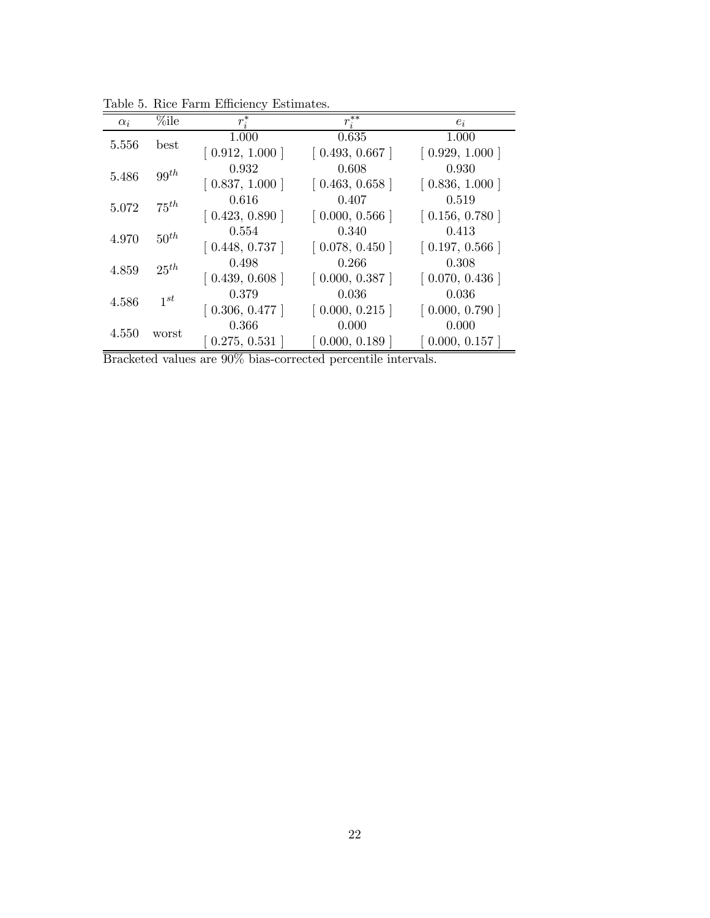Table 5. Rice Farm Efficiency Estimates.

| $\alpha_i$ | %ile | $r_i^*$ | $r_i^{**}$ | $e_i$ |
|---|---|---|---|---|
| 5.556 | best | 1.000 | 0.635 | 1.000 |
| | | [ 0.912, 1.000 ] | [ 0.493, 0.667 ] | [ 0.929, 1.000 ] |
| 5.486 | $99^{th}$ | 0.932 | 0.608 | 0.930 |
| | | [ 0.837, 1.000 ] | [ 0.463, 0.658 ] | [ 0.836, 1.000 ] |
| 5.072 | $75^{th}$ | 0.616 | 0.407 | 0.519 |
| | | [ 0.423, 0.890 ] | [ 0.000, 0.566 ] | [ 0.156, 0.780 ] |
| 4.970 | $50^{th}$ | 0.554 | 0.340 | 0.413 |
| | | [ 0.448, 0.737 ] | [ 0.078, 0.450 ] | [ 0.197, 0.566 ] |
| 4.859 | $25^{th}$ | 0.498 | 0.266 | 0.308 |
| | | [ 0.439, 0.608 ] | [ 0.000, 0.387 ] | [ 0.070, 0.436 ] |
| 4.586 | $1^{st}$ | 0.379 | 0.036 | 0.036 |
| | | [ 0.306, 0.477 ] | [ 0.000, 0.215 ] | [ 0.000, 0.790 ] |
| 4.550 | worst | 0.366 | 0.000 | 0.000 |
| | | [ 0.275, 0.531 ] | [ 0.000, 0.189 ] | [ 0.000, 0.157 ] |

Bracketed values are 90% bias-corrected percentile intervals.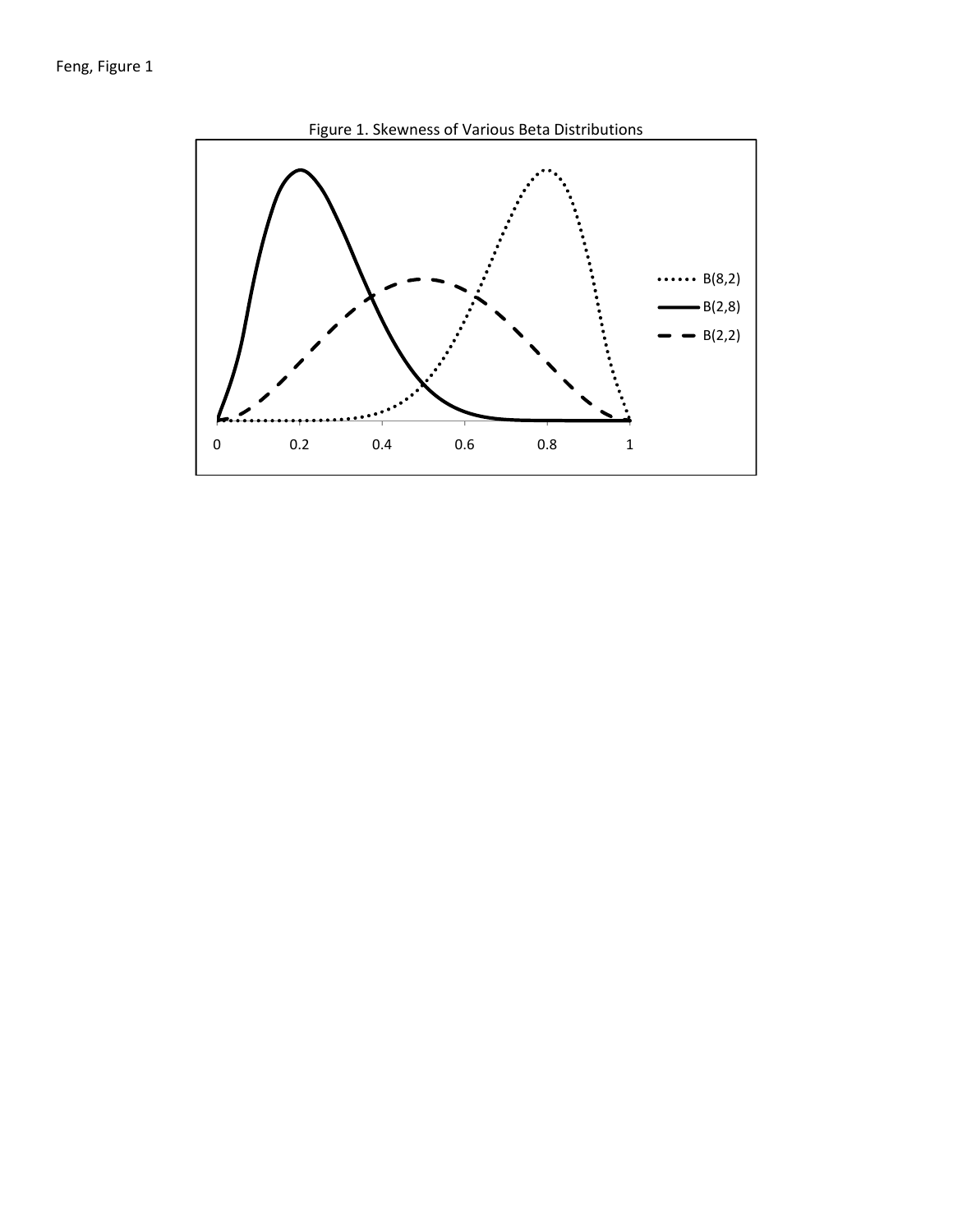Figure 1. Skewness of Various Beta Distributions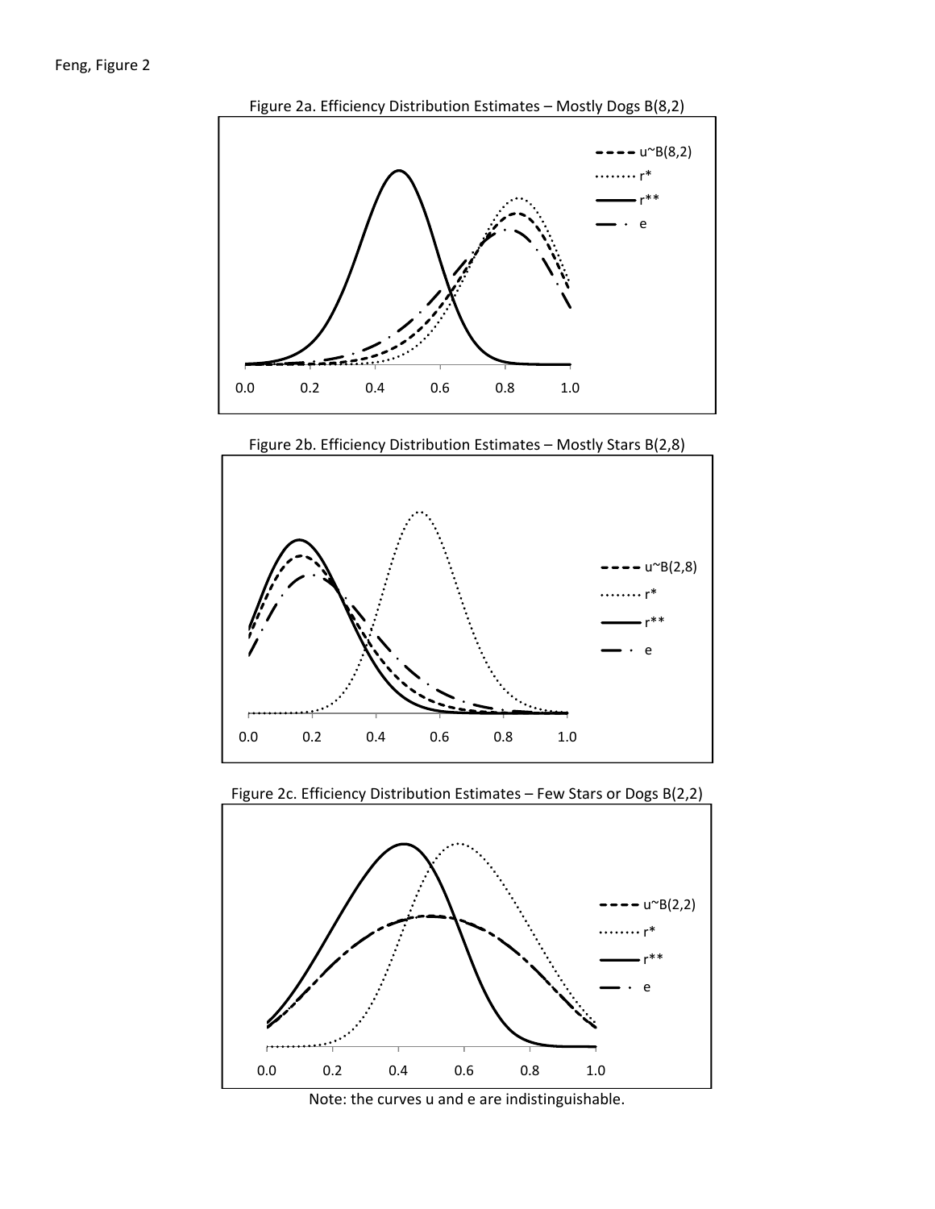Feng, Figure 2

Figure 2a. Efficiency Distribution Estimates – Mostly Dogs B(8,2)

Figure 2b. Efficiency Distribution Estimates – Mostly Stars B(2,8)

Figure 2c. Efficiency Distribution Estimates – Few Stars or Dogs B(2,2)

Note: the curves u and e are indistinguishable.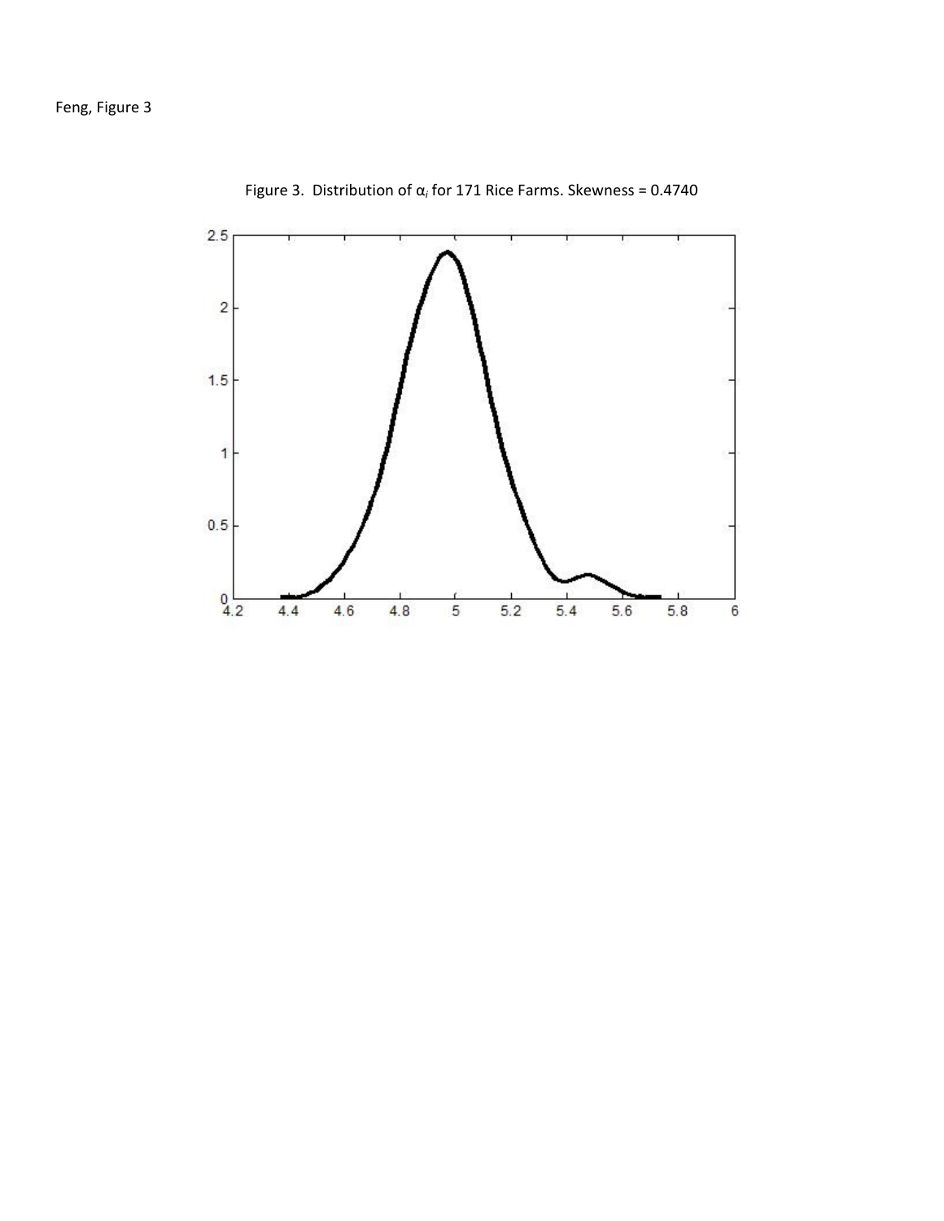Feng, Figure 3

Figure 3. Distribution of $\alpha_i$ for 171 Rice Farms. Skewness = 0.4740

2.5
2
1.5
1
0.5
0
4.2
4.4
4.6
4.8
5
5.2
5.4
5.6
5.8
6